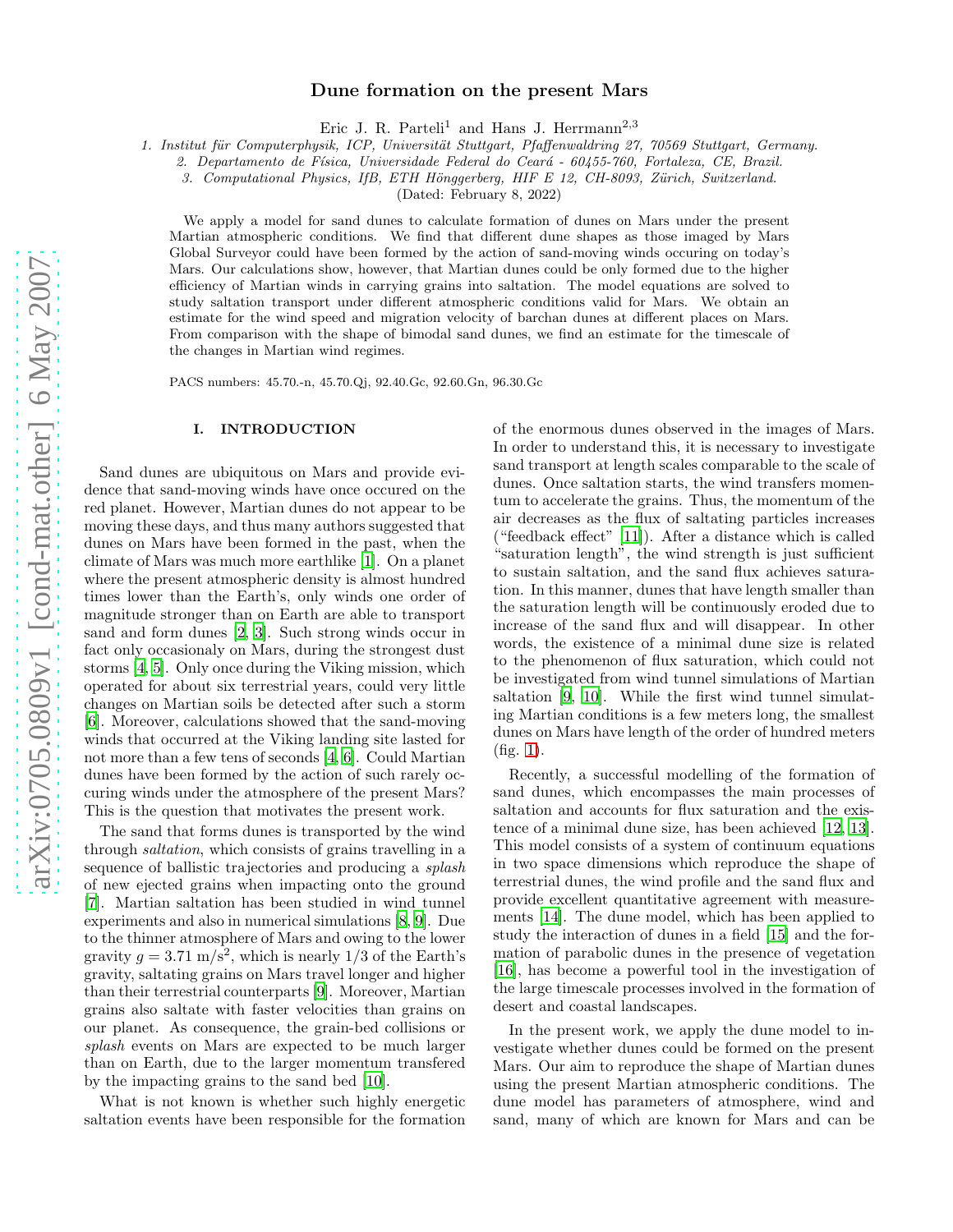# Dune formation on the present Mars

Eric J. R. Parteli[1] and Hans J. Herrmann[2,3]

1. Institut für Computerphysik, ICP, Universität Stuttgart, Pfaffenwaldring 27, 70569 Stuttgart, Germany.
2. Departamento de Física, Universidade Federal do Ceará - 60455-760, Fortaleza, CE, Brazil.
3. Computational Physics, IfB, ETH Hönggerberg, HIF E 12, CH-8093, Zürich, Switzerland.

(Dated: February 8, 2022)

We apply a model for sand dunes to calculate formation of dunes on Mars under the present Martian atmospheric conditions. We find that different dune shapes as those imaged by Mars Global Surveyor could have been formed by the action of sand-moving winds occuring on today's Mars. Our calculations show, however, that Martian dunes could be only formed due to the higher efficiency of Martian winds in carrying grains into saltation. The model equations are solved to study saltation transport under different atmospheric conditions valid for Mars. We obtain an estimate for the wind speed and migration velocity of barchan dunes at different places on Mars. From comparison with the shape of bimodal sand dunes, we find an estimate for the timescale of the changes in Martian wind regimes.

PACS numbers: 45.70.-n, 45.70.Qj, 92.40.Gc, 92.60.Gn, 96.30.Gc

## I. INTRODUCTION

Sand dunes are ubiquitous on Mars and provide evidence that sand-moving winds have once occured on the red planet. However, Martian dunes do not appear to be moving these days, and thus many authors suggested that dunes on Mars have been formed in the past, when the climate of Mars was much more earthlike [1]. On a planet where the present atmospheric density is almost hundred times lower than the Earth's, only winds one order of magnitude stronger than on Earth are able to transport sand and form dunes [2, 3]. Such strong winds occur in fact only occasionaly on Mars, during the strongest dust storms [4, 5]. Only once during the Viking mission, which operated for about six terrestrial years, could very little changes on Martian soils be detected after such a storm [6]. Moreover, calculations showed that the sand-moving winds that occurred at the Viking landing site lasted for not more than a few tens of seconds [4, 6]. Could Martian dunes have been formed by the action of such rarely occuring winds under the atmosphere of the present Mars? This is the question that motivates the present work.

The sand that forms dunes is transported by the wind through *saltation*, which consists of grains travelling in a sequence of ballistic trajectories and producing a *splash* of new ejected grains when impacting onto the ground [7]. Martian saltation has been studied in wind tunnel experiments and also in numerical simulations [8, 9]. Due to the thinner atmosphere of Mars and owing to the lower gravity $g = 3.71$ m/s$^2$, which is nearly 1/3 of the Earth's gravity, saltating grains on Mars travel longer and higher than their terrestrial counterparts [9]. Moreover, Martian grains also saltate with faster velocities than grains on our planet. As consequence, the grain-bed collisions or *splash* events on Mars are expected to be much larger than on Earth, due to the larger momentum transfered by the impacting grains to the sand bed [10].

What is not known is whether such highly energetic saltation events have been responsible for the formation of the enormous dunes observed in the images of Mars. In order to understand this, it is necessary to investigate sand transport at length scales comparable to the scale of dunes. Once saltation starts, the wind transfers momentum to accelerate the grains. Thus, the momentum of the air decreases as the flux of saltating particles increases ("feedback effect" [11]). After a distance which is called "saturation length", the wind strength is just sufficient to sustain saltation, and the sand flux achieves saturation. In this manner, dunes that have length smaller than the saturation length will be continuously eroded due to increase of the sand flux and will disappear. In other words, the existence of a minimal dune size is related to the phenomenon of flux saturation, which could not be investigated from wind tunnel simulations of Martian saltation [9, 10]. While the first wind tunnel simulating Martian conditions is a few meters long, the smallest dunes on Mars have length of the order of hundred meters (fig. 1).

Recently, a successful modelling of the formation of sand dunes, which encompasses the main processes of saltation and accounts for flux saturation and the existence of a minimal dune size, has been achieved [12, 13]. This model consists of a system of continuum equations in two space dimensions which reproduce the shape of terrestrial dunes, the wind profile and the sand flux and provide excellent quantitative agreement with measurements [14]. The dune model, which has been applied to study the interaction of dunes in a field [15] and the formation of parabolic dunes in the presence of vegetation [16], has become a powerful tool in the investigation of the large timescale processes involved in the formation of desert and coastal landscapes.

In the present work, we apply the dune model to investigate whether dunes could be formed on the present Mars. Our aim to reproduce the shape of Martian dunes using the present Martian atmospheric conditions. The dune model has parameters of atmosphere, wind and sand, many of which are known for Mars and can be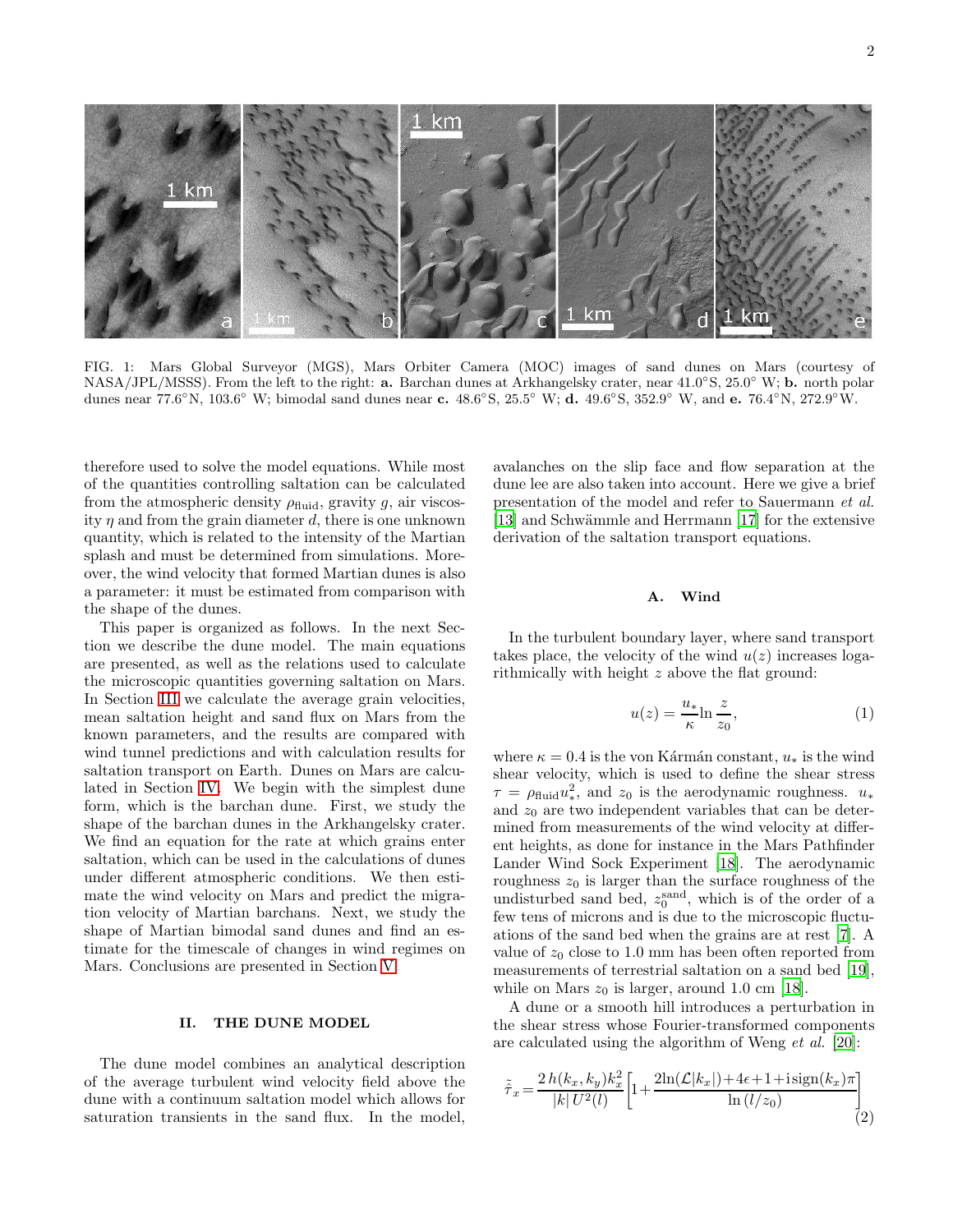FIG. 1: Mars Global Surveyor (MGS), Mars Orbiter Camera (MOC) images of sand dunes on Mars (courtesy of NASA/JPL/MSSS). From the left to the right: **a.** Barchan dunes at Arkhangelsky crater, near 41.0°S, 25.0° W; **b.** north polar dunes near 77.6°N, 103.6° W; bimodal sand dunes near **c.** 48.6°S, 25.5° W; **d.** 49.6°S, 352.9° W, and **e.** 76.4°N, 272.9°W.

therefore used to solve the model equations. While most of the quantities controlling saltation can be calculated from the atmospheric density $\rho_{\rm fluid}$, gravity $g$, air viscosity $\eta$ and from the grain diameter $d$, there is one unknown quantity, which is related to the intensity of the Martian splash and must be determined from simulations. Moreover, the wind velocity that formed Martian dunes is also a parameter: it must be estimated from comparison with the shape of the dunes.

This paper is organized as follows. In the next Section we describe the dune model. The main equations are presented, as well as the relations used to calculate the microscopic quantities governing saltation on Mars. In Section III we calculate the average grain velocities, mean saltation height and sand flux on Mars from the known parameters, and the results are compared with wind tunnel predictions and with calculation results for saltation transport on Earth. Dunes on Mars are calculated in Section IV. We begin with the simplest dune form, which is the barchan dune. First, we study the shape of the barchan dunes in the Arkhangelsky crater. We find an equation for the rate at which grains enter saltation, which can be used in the calculations of dunes under different atmospheric conditions. We then estimate the wind velocity on Mars and predict the migration velocity of Martian barchans. Next, we study the shape of Martian bimodal sand dunes and find an estimate for the timescale of changes in wind regimes on Mars. Conclusions are presented in Section V.

## II. THE DUNE MODEL

The dune model combines an analytical description of the average turbulent wind velocity field above the dune with a continuum saltation model which allows for saturation transients in the sand flux. In the model, avalanches on the slip face and flow separation at the dune lee are also taken into account. Here we give a brief presentation of the model and refer to Sauermann *et al.* [13] and Schwämmle and Herrmann [17] for the extensive derivation of the saltation transport equations.

### A. Wind

In the turbulent boundary layer, where sand transport takes place, the velocity of the wind $u(z)$ increases logarithmically with height $z$ above the flat ground:

$$u(z) = \frac{u_*}{\kappa} \ln \frac{z}{z_0}, \tag{1}$$

where $\kappa = 0.4$ is the von Kármán constant, $u_*$ is the wind shear velocity, which is used to define the shear stress $\tau = \rho_{\rm fluid} u_*^2$, and $z_0$ is the aerodynamic roughness. $u_*$ and $z_0$ are two independent variables that can be determined from measurements of the wind velocity at different heights, as done for instance in the Mars Pathfinder Lander Wind Sock Experiment [18]. The aerodynamic roughness $z_0$ is larger than the surface roughness of the undisturbed sand bed, $z_0^{\rm sand}$, which is of the order of a few tens of microns and is due to the microscopic fluctuations of the sand bed when the grains are at rest [7]. A value of $z_0$ close to 1.0 mm has been often reported from measurements of terrestrial saltation on a sand bed [19], while on Mars $z_0$ is larger, around 1.0 cm [18].

A dune or a smooth hill introduces a perturbation in the shear stress whose Fourier-transformed components are calculated using the algorithm of Weng *et al.* [20]:

$$\tilde{\hat{\tau}}_x = \frac{2\,h(k_x,k_y)k_x^2}{|k|\,U^2(l)}\left[1+\frac{2\ln(\mathcal{L}|k_x|)+4\epsilon+1+{\rm i}\,{\rm sign}(k_x)\pi}{\ln\left(l/z_0\right)}\right] \tag{2}$$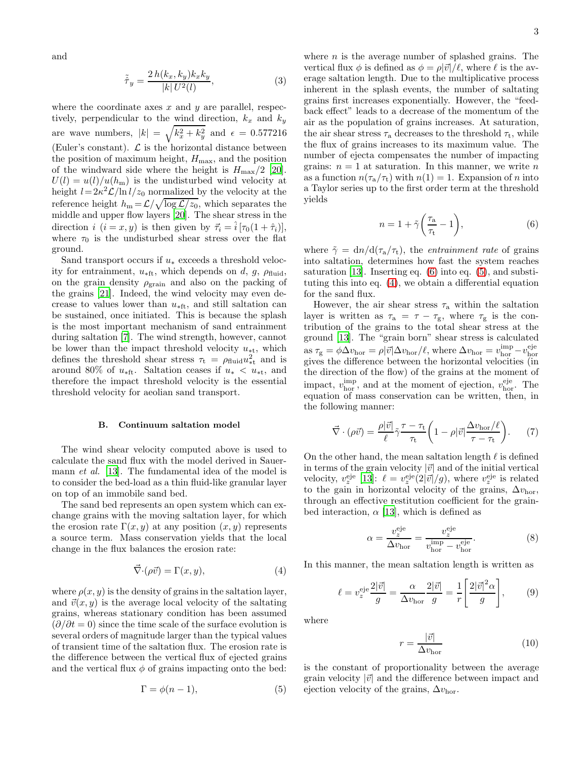and

$$\tilde{\hat{\tau}}_y = \frac{2\,h(k_x, k_y)k_x k_y}{|k|\,U^2(l)}, \qquad (3)$$

where the coordinate axes $x$ and $y$ are parallel, respectively, perpendicular to the wind direction, $k_x$ and $k_y$ are wave numbers, $|k| = \sqrt{k_x^2 + k_y^2}$ and $\epsilon = 0.577216$ (Euler's constant). $\mathcal{L}$ is the horizontal distance between the position of maximum height, $H_{\max}$, and the position of the windward side where the height is $H_{\max}/2$ [20]. $U(l) = u(l)/u(h_{\rm m})$ is the undisturbed wind velocity at height $l = 2\kappa^2\mathcal{L}/\ln l/z_0$ normalized by the velocity at the reference height $h_{\rm m} = \mathcal{L}/\sqrt{\log \mathcal{L}/z_0}$, which separates the middle and upper flow layers [20]. The shear stress in the direction $i$ $(i = x, y)$ is then given by $\vec{\tau}_i = \hat{i}\,[\tau_0(1 + \hat{\tau}_i)]$, where $\tau_0$ is the undisturbed shear stress over the flat ground.

Sand transport occurs if $u_*$ exceeds a threshold velocity for entrainment, $u_{*\rm ft}$, which depends on $d$, $g$, $\rho_{\rm fluid}$, on the grain density $\rho_{\rm grain}$ and also on the packing of the grains [21]. Indeed, the wind velocity may even decrease to values lower than $u_{*\rm ft}$, and still saltation can be sustained, once initiated. This is because the splash is the most important mechanism of sand entrainment during saltation [7]. The wind strength, however, cannot be lower than the impact threshold velocity $u_{*\rm t}$, which defines the threshold shear stress $\tau_{\rm t} = \rho_{\rm fluid}u_{*\rm t}^2$ and is around 80% of $u_{*\rm ft}$. Saltation ceases if $u_* < u_{*\rm t}$, and therefore the impact threshold velocity is the essential threshold velocity for aeolian sand transport.

### B. Continuum saltation model

The wind shear velocity computed above is used to calculate the sand flux with the model derived in Sauermann *et al.* [13]. The fundamental idea of the model is to consider the bed-load as a thin fluid-like granular layer on top of an immobile sand bed.

The sand bed represents an open system which can exchange grains with the moving saltation layer, for which the erosion rate $\Gamma(x, y)$ at any position $(x, y)$ represents a source term. Mass conservation yields that the local change in the flux balances the erosion rate:

$$\vec{\nabla}\cdot(\rho\vec{v}) = \Gamma(x, y), \qquad (4)$$

where $\rho(x, y)$ is the density of grains in the saltation layer, and $\vec{v}(x, y)$ is the average local velocity of the saltating grains, whereas stationary condition has been assumed $(\partial/\partial t = 0)$ since the time scale of the surface evolution is several orders of magnitude larger than the typical values of transient time of the saltation flux. The erosion rate is the difference between the vertical flux of ejected grains and the vertical flux $\phi$ of grains impacting onto the bed:

$$\Gamma = \phi(n - 1), \qquad (5)$$

where $n$ is the average number of splashed grains. The vertical flux $\phi$ is defined as $\phi = \rho|\vec{v}|/\ell$, where $\ell$ is the average saltation length. Due to the multiplicative process inherent in the splash events, the number of saltating grains first increases exponentially. However, the "feedback effect" leads to a decrease of the momentum of the air as the population of grains increases. At saturation, the air shear stress $\tau_{\rm a}$ decreases to the threshold $\tau_{\rm t}$, while the flux of grains increases to its maximum value. The number of ejecta compensates the number of impacting grains: $n = 1$ at saturation. In this manner, we write $n$ as a function $n(\tau_{\rm a}/\tau_{\rm t})$ with $n(1) = 1$. Expansion of $n$ into a Taylor series up to the first order term at the threshold yields

$$n = 1 + \tilde{\gamma}\left(\frac{\tau_{\rm a}}{\tau_{\rm t}} - 1\right), \qquad (6)$$

where $\tilde{\gamma} = {\rm d}n/{\rm d}(\tau_{\rm a}/\tau_{\rm t})$, the *entrainment rate* of grains into saltation, determines how fast the system reaches saturation [13]. Inserting eq. (6) into eq. (5), and substituting this into eq. (4), we obtain a differential equation for the sand flux.

However, the air shear stress $\tau_{\rm a}$ within the saltation layer is written as $\tau_{\rm a} = \tau - \tau_{\rm g}$, where $\tau_{\rm g}$ is the contribution of the grains to the total shear stress at the ground [13]. The "grain born" shear stress is calculated as $\tau_{\rm g} = \phi\Delta v_{\rm hor} = \rho|\vec{v}|\Delta v_{\rm hor}/\ell$, where $\Delta v_{\rm hor} = v_{\rm hor}^{\rm imp} - v_{\rm hor}^{\rm eje}$ gives the difference between the horizontal velocities (in the direction of the flow) of the grains at the moment of impact, $v_{\rm hor}^{\rm imp}$, and at the moment of ejection, $v_{\rm hor}^{\rm eje}$. The equation of mass conservation can be written, then, in the following manner:

$$\vec{\nabla}\cdot(\rho\vec{v}) = \frac{\rho|\vec{v}|}{\ell}\tilde{\gamma}\frac{\tau - \tau_{\rm t}}{\tau_{\rm t}}\left(1 - \rho|\vec{v}|\frac{\Delta v_{\rm hor}/\ell}{\tau - \tau_{\rm t}}\right). \qquad (7)$$

On the other hand, the mean saltation length $\ell$ is defined in terms of the grain velocity $|\vec{v}|$ and of the initial vertical velocity, $v_z^{\rm eje}$ [13]: $\ell = v_z^{\rm eje}(2|\vec{v}|/g)$, where $v_z^{\rm eje}$ is related to the gain in horizontal velocity of the grains, $\Delta v_{\rm hor}$, through an effective restitution coefficient for the grain-bed interaction, $\alpha$ [13], which is defined as

$$\alpha = \frac{v_z^{\rm eje}}{\Delta v_{\rm hor}} = \frac{v_z^{\rm eje}}{v_{\rm hor}^{\rm imp} - v_{\rm hor}^{\rm eje}}. \qquad (8)$$

In this manner, the mean saltation length is written as

$$\ell = v_z^{\rm eje}\frac{2|\vec{v}|}{g} = \frac{\alpha}{\Delta v_{\rm hor}}\frac{2|\vec{v}|}{g} = \frac{1}{r}\left[\frac{2{|\vec{v}|}^2\alpha}{g}\right], \qquad (9)$$

where

$$r = \frac{|\vec{v}|}{\Delta v_{\rm hor}} \qquad (10)$$

is the constant of proportionality between the average grain velocity $|\vec{v}|$ and the difference between impact and ejection velocity of the grains, $\Delta v_{\rm hor}$.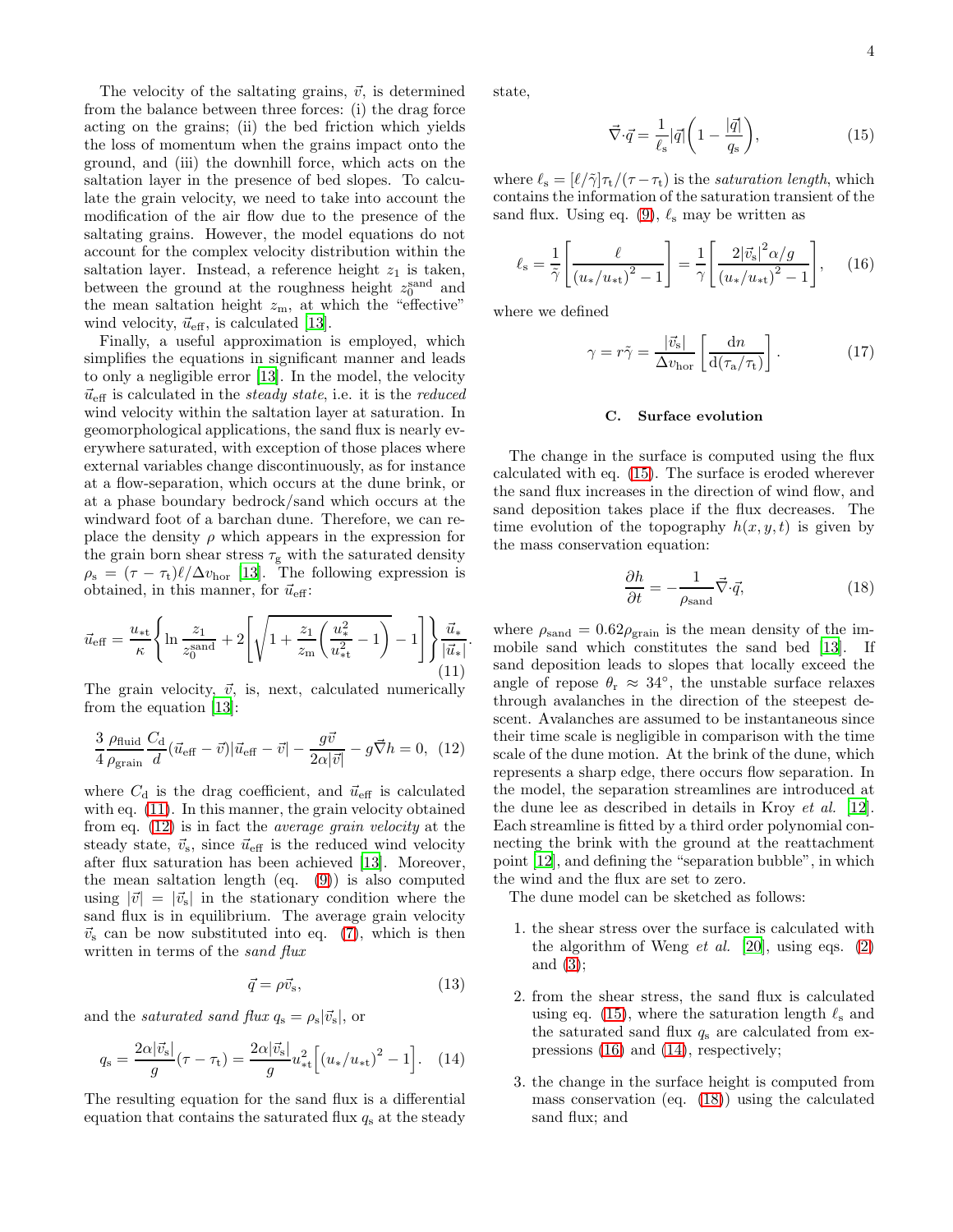The velocity of the saltating grains, $\vec{v}$, is determined from the balance between three forces: (i) the drag force acting on the grains; (ii) the bed friction which yields the loss of momentum when the grains impact onto the ground, and (iii) the downhill force, which acts on the saltation layer in the presence of bed slopes. To calculate the grain velocity, we need to take into account the modification of the air flow due to the presence of the saltating grains. However, the model equations do not account for the complex velocity distribution within the saltation layer. Instead, a reference height $z_1$ is taken, between the ground at the roughness height $z_0^{\rm sand}$ and the mean saltation height $z_{\rm m}$, at which the "effective" wind velocity, $\vec{u}_{\rm eff}$, is calculated [13].

Finally, a useful approximation is employed, which simplifies the equations in significant manner and leads to only a negligible error [13]. In the model, the velocity $\vec{u}_{\rm eff}$ is calculated in the *steady state*, i.e. it is the *reduced* wind velocity within the saltation layer at saturation. In geomorphological applications, the sand flux is nearly everywhere saturated, with exception of those places where external variables change discontinuously, as for instance at a flow-separation, which occurs at the dune brink, or at a phase boundary bedrock/sand which occurs at the windward foot of a barchan dune. Therefore, we can replace the density $\rho$ which appears in the expression for the grain born shear stress $\tau_{\rm g}$ with the saturated density $\rho_{\rm s} = (\tau - \tau_{\rm t})\ell/\Delta v_{\rm hor}$ [13]. The following expression is obtained, in this manner, for $\vec{u}_{\rm eff}$:

$$\vec{u}_{\rm eff} = \frac{u_{*{\rm t}}}{\kappa}\left\{\ln\frac{z_1}{z_0^{\rm sand}} + 2\left[\sqrt{1+\frac{z_1}{z_{\rm m}}\left(\frac{u_*^2}{u_{*{\rm t}}^2}-1\right)}-1\right]\right\}\frac{\vec{u}_*}{|\vec{u}_*|}. \tag{11}$$

The grain velocity, $\vec{v}$, is, next, calculated numerically from the equation [13]:

$$\frac{3}{4}\frac{\rho_{\rm fluid}}{\rho_{\rm grain}}\frac{C_{\rm d}}{d}(\vec{u}_{\rm eff}-\vec{v})|\vec{u}_{\rm eff}-\vec{v}| - \frac{g\vec{v}}{2\alpha|\vec{v}|} - g\vec{\nabla}h = 0, \tag{12}$$

where $C_{\rm d}$ is the drag coefficient, and $\vec{u}_{\rm eff}$ is calculated with eq. (11). In this manner, the grain velocity obtained from eq. (12) is in fact the *average grain velocity* at the steady state, $\vec{v}_{\rm s}$, since $\vec{u}_{\rm eff}$ is the reduced wind velocity after flux saturation has been achieved [13]. Moreover, the mean saltation length (eq. (9)) is also computed using $|\vec{v}| = |\vec{v}_{\rm s}|$ in the stationary condition where the sand flux is in equilibrium. The average grain velocity $\vec{v}_{\rm s}$ can be now substituted into eq. (7), which is then written in terms of the *sand flux*

$$\vec{q} = \rho\vec{v}_{\rm s}, \tag{13}$$

and the *saturated sand flux* $q_{\rm s} = \rho_{\rm s}|\vec{v}_{\rm s}|$, or

$$q_{\rm s} = \frac{2\alpha|\vec{v}_{\rm s}|}{g}(\tau-\tau_{\rm t}) = \frac{2\alpha|\vec{v}_{\rm s}|}{g}u_{*{\rm t}}^2\Big[(u_*/u_{*{\rm t}})^2 - 1\Big]. \tag{14}$$

The resulting equation for the sand flux is a differential equation that contains the saturated flux $q_{\rm s}$ at the steady state,

$$\vec{\nabla}\cdot\vec{q} = \frac{1}{\ell_{\rm s}}|\vec{q}|\left(1-\frac{|\vec{q}|}{q_{\rm s}}\right), \tag{15}$$

where $\ell_{\rm s} = [\ell/\tilde{\gamma}]\tau_{\rm t}/(\tau-\tau_{\rm t})$ is the *saturation length*, which contains the information of the saturation transient of the sand flux. Using eq. (9), $\ell_{\rm s}$ may be written as

$$\ell_{\rm s} = \frac{1}{\tilde{\gamma}}\left[\frac{\ell}{(u_*/u_{*{\rm t}})^2-1}\right] = \frac{1}{\gamma}\left[\frac{2|\vec{v}_{\rm s}|^2\alpha/g}{(u_*/u_{*{\rm t}})^2-1}\right], \tag{16}$$

where we defined

$$\gamma = r\tilde{\gamma} = \frac{|\vec{v}_{\rm s}|}{\Delta v_{\rm hor}}\left[\frac{{\rm d}n}{{\rm d}(\tau_{\rm a}/\tau_{\rm t})}\right]. \tag{17}$$

### C. Surface evolution

The change in the surface is computed using the flux calculated with eq. (15). The surface is eroded wherever the sand flux increases in the direction of wind flow, and sand deposition takes place if the flux decreases. The time evolution of the topography $h(x, y, t)$ is given by the mass conservation equation:

$$\frac{\partial h}{\partial t} = -\frac{1}{\rho_{\rm sand}}\vec{\nabla}\cdot\vec{q}, \tag{18}$$

where $\rho_{\rm sand} = 0.62\rho_{\rm grain}$ is the mean density of the immobile sand which constitutes the sand bed [13]. If sand deposition leads to slopes that locally exceed the angle of repose $\theta_{\rm r} \approx 34^\circ$, the unstable surface relaxes through avalanches in the direction of the steepest descent. Avalanches are assumed to be instantaneous since their time scale is negligible in comparison with the time scale of the dune motion. At the brink of the dune, which represents a sharp edge, there occurs flow separation. In the model, the separation streamlines are introduced at the dune lee as described in details in Kroy *et al.* [12]. Each streamline is fitted by a third order polynomial connecting the brink with the ground at the reattachment point [12], and defining the "separation bubble", in which the wind and the flux are set to zero.

The dune model can be sketched as follows:

1. the shear stress over the surface is calculated with the algorithm of Weng *et al.* [20], using eqs. (2) and (3);
2. from the shear stress, the sand flux is calculated using eq. (15), where the saturation length $\ell_{\rm s}$ and the saturated sand flux $q_{\rm s}$ are calculated from expressions (16) and (14), respectively;
3. the change in the surface height is computed from mass conservation (eq. (18)) using the calculated sand flux; and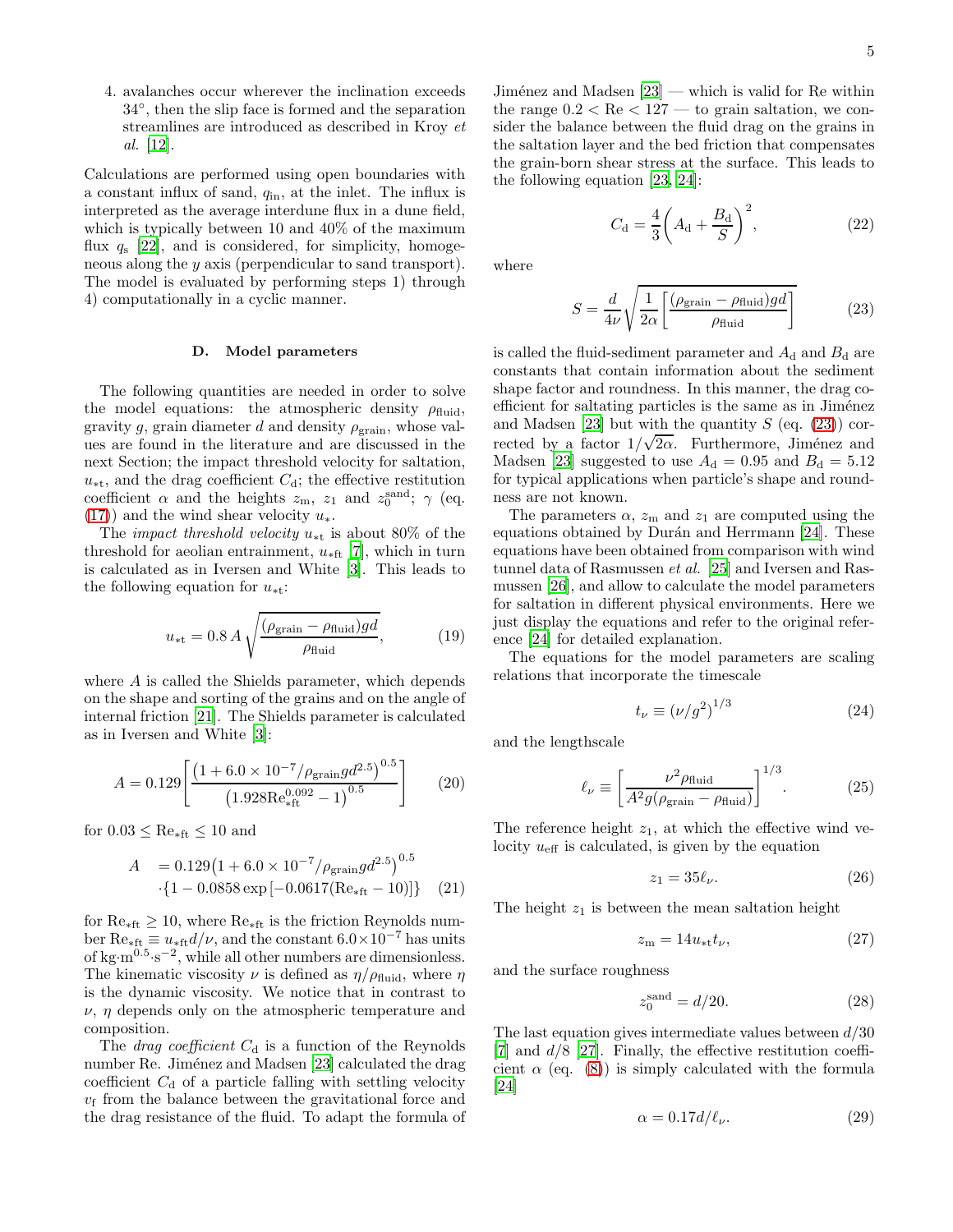4. avalanches occur wherever the inclination exceeds 34°, then the slip face is formed and the separation streamlines are introduced as described in Kroy *et al.* [12].

Calculations are performed using open boundaries with a constant influx of sand, $q_{\mathrm{in}}$, at the inlet. The influx is interpreted as the average interdune flux in a dune field, which is typically between 10 and 40% of the maximum flux $q_{\mathrm{s}}$ [22], and is considered, for simplicity, homogeneous along the $y$ axis (perpendicular to sand transport). The model is evaluated by performing steps 1) through 4) computationally in a cyclic manner.

### D. Model parameters

The following quantities are needed in order to solve the model equations: the atmospheric density $\rho_{\mathrm{fluid}}$, gravity $g$, grain diameter $d$ and density $\rho_{\mathrm{grain}}$, whose values are found in the literature and are discussed in the next Section; the impact threshold velocity for saltation, $u_{*\mathrm{t}}$, and the drag coefficient $C_{\mathrm{d}}$; the effective restitution coefficient $\alpha$ and the heights $z_{\mathrm{m}}$, $z_1$ and $z_0^{\mathrm{sand}}$; $\gamma$ (eq. (17)) and the wind shear velocity $u_*$.

The *impact threshold velocity* $u_{*\mathrm{t}}$ is about 80% of the threshold for aeolian entrainment, $u_{*\mathrm{ft}}$ [7], which in turn is calculated as in Iversen and White [3]. This leads to the following equation for $u_{*\mathrm{t}}$:

$$u_{*\mathrm{t}} = 0.8\, A\sqrt{\frac{(\rho_{\mathrm{grain}} - \rho_{\mathrm{fluid}})gd}{\rho_{\mathrm{fluid}}}}, \tag{19}$$

where $A$ is called the Shields parameter, which depends on the shape and sorting of the grains and on the angle of internal friction [21]. The Shields parameter is calculated as in Iversen and White [3]:

$$A = 0.129\left[\frac{\left(1 + 6.0\times10^{-7}/\rho_{\mathrm{grain}} g d^{2.5}\right)^{0.5}}{\left(1.928\mathrm{Re}_{*\mathrm{ft}}^{0.092} - 1\right)^{0.5}}\right] \tag{20}$$

for $0.03 \leq \mathrm{Re}_{*\mathrm{ft}} \leq 10$ and

$$\begin{aligned} A &= 0.129\left(1 + 6.0\times10^{-7}/\rho_{\mathrm{grain}} g d^{2.5}\right)^{0.5} \\ &\cdot\{1 - 0.0858\exp\left[-0.0617(\mathrm{Re}_{*\mathrm{ft}} - 10)\right]\} \end{aligned} \tag{21}$$

for $\mathrm{Re}_{*\mathrm{ft}} \geq 10$, where $\mathrm{Re}_{*\mathrm{ft}}$ is the friction Reynolds number $\mathrm{Re}_{*\mathrm{ft}} \equiv u_{*\mathrm{ft}} d/\nu$, and the constant $6.0\times10^{-7}$ has units of $\mathrm{kg\cdot m^{0.5}\cdot s^{-2}}$, while all other numbers are dimensionless. The kinematic viscosity $\nu$ is defined as $\eta/\rho_{\mathrm{fluid}}$, where $\eta$ is the dynamic viscosity. We notice that in contrast to $\nu$, $\eta$ depends only on the atmospheric temperature and composition.

The *drag coefficient* $C_{\mathrm{d}}$ is a function of the Reynolds number Re. Jiménez and Madsen [23] calculated the drag coefficient $C_{\mathrm{d}}$ of a particle falling with settling velocity $v_{\mathrm{f}}$ from the balance between the gravitational force and the drag resistance of the fluid. To adapt the formula of Jiménez and Madsen [23] — which is valid for Re within the range $0.2 < \mathrm{Re} < 127$ — to grain saltation, we consider the balance between the fluid drag on the grains in the saltation layer and the bed friction that compensates the grain-born shear stress at the surface. This leads to the following equation [23, 24]:

$$C_{\mathrm{d}} = \frac{4}{3}\left(A_{\mathrm{d}} + \frac{B_{\mathrm{d}}}{S}\right)^2, \tag{22}$$

where

$$S = \frac{d}{4\nu}\sqrt{\frac{1}{2\alpha}\left[\frac{(\rho_{\mathrm{grain}} - \rho_{\mathrm{fluid}})gd}{\rho_{\mathrm{fluid}}}\right]} \tag{23}$$

is called the fluid-sediment parameter and $A_{\mathrm{d}}$ and $B_{\mathrm{d}}$ are constants that contain information about the sediment shape factor and roundness. In this manner, the drag coefficient for saltating particles is the same as in Jiménez and Madsen [23] but with the quantity $S$ (eq. (23)) corrected by a factor $1/\sqrt{2\alpha}$. Furthermore, Jiménez and Madsen [23] suggested to use $A_{\mathrm{d}} = 0.95$ and $B_{\mathrm{d}} = 5.12$ for typical applications when particle's shape and roundness are not known.

The parameters $\alpha$, $z_{\mathrm{m}}$ and $z_1$ are computed using the equations obtained by Durán and Herrmann [24]. These equations have been obtained from comparison with wind tunnel data of Rasmussen *et al.* [25] and Iversen and Rasmussen [26], and allow to calculate the model parameters for saltation in different physical environments. Here we just display the equations and refer to the original reference [24] for detailed explanation.

The equations for the model parameters are scaling relations that incorporate the timescale

$$t_{\nu} \equiv \left(\nu/g^2\right)^{1/3} \tag{24}$$

and the lengthscale

$$\ell_{\nu} \equiv \left[\frac{\nu^2\rho_{\mathrm{fluid}}}{A^2 g(\rho_{\mathrm{grain}} - \rho_{\mathrm{fluid}})}\right]^{1/3}. \tag{25}$$

The reference height $z_1$, at which the effective wind velocity $u_{\mathrm{eff}}$ is calculated, is given by the equation

$$z_1 = 35\ell_{\nu}. \tag{26}$$

The height $z_1$ is between the mean saltation height

$$z_{\mathrm{m}} = 14u_{*\mathrm{t}}t_{\nu}, \tag{27}$$

and the surface roughness

$$z_0^{\mathrm{sand}} = d/20. \tag{28}$$

The last equation gives intermediate values between $d/30$ [7] and $d/8$ [27]. Finally, the effective restitution coefficient $\alpha$ (eq. (8)) is simply calculated with the formula [24]

$$\alpha = 0.17d/\ell_{\nu}. \tag{29}$$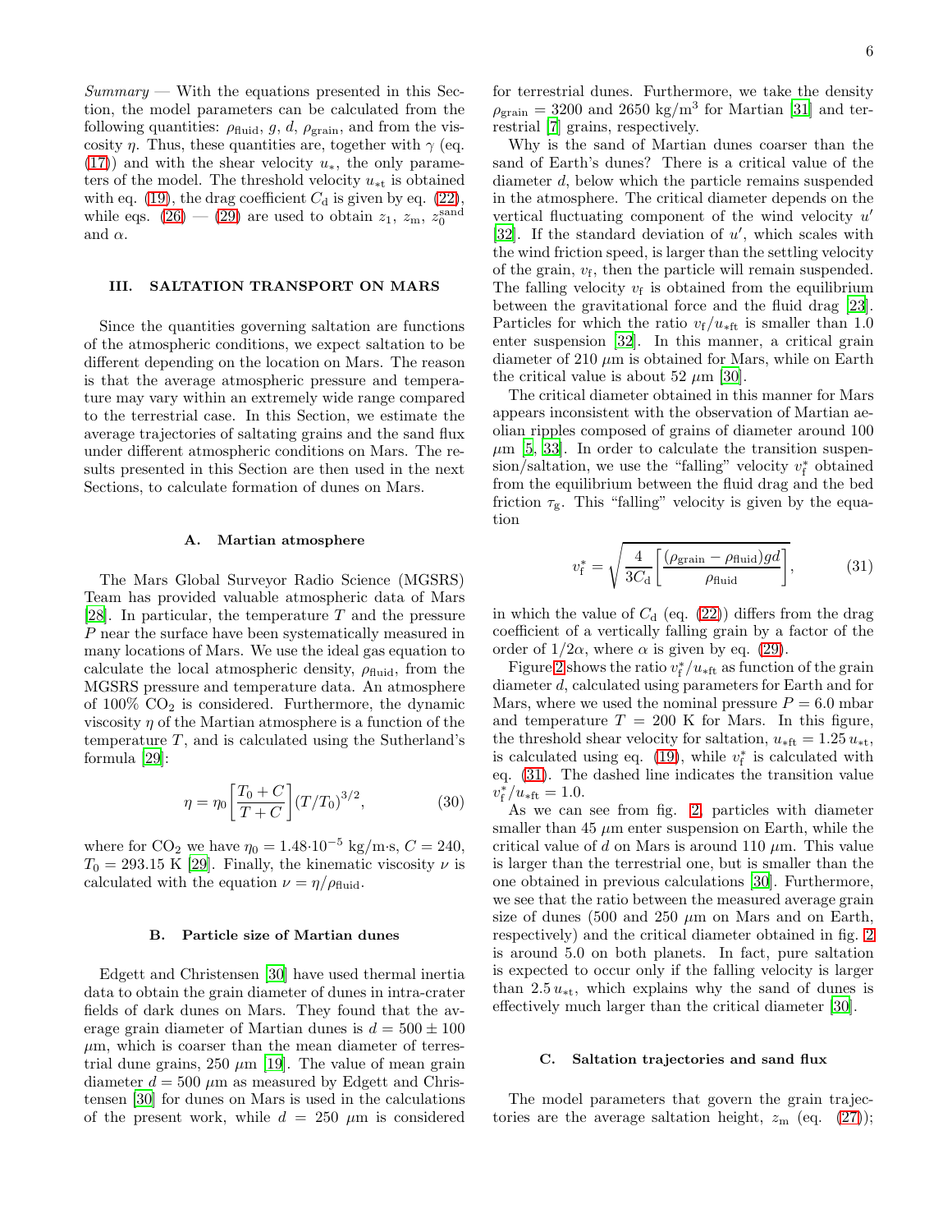*Summary* — With the equations presented in this Section, the model parameters can be calculated from the following quantities: $\rho_{\mathrm{fluid}}$, $g$, $d$, $\rho_{\mathrm{grain}}$, and from the viscosity $\eta$. Thus, these quantities are, together with $\gamma$ (eq. (17)) and with the shear velocity $u_*$, the only parameters of the model. The threshold velocity $u_{*\mathrm{t}}$ is obtained with eq. (19), the drag coefficient $C_{\mathrm{d}}$ is given by eq. (22), while eqs. (26) — (29) are used to obtain $z_1$, $z_{\mathrm{m}}$, $z_0^{\mathrm{sand}}$ and $\alpha$.

## III. SALTATION TRANSPORT ON MARS

Since the quantities governing saltation are functions of the atmospheric conditions, we expect saltation to be different depending on the location on Mars. The reason is that the average atmospheric pressure and temperature may vary within an extremely wide range compared to the terrestrial case. In this Section, we estimate the average trajectories of saltating grains and the sand flux under different atmospheric conditions on Mars. The results presented in this Section are then used in the next Sections, to calculate formation of dunes on Mars.

### A. Martian atmosphere

The Mars Global Surveyor Radio Science (MGSRS) Team has provided valuable atmospheric data of Mars [28]. In particular, the temperature $T$ and the pressure $P$ near the surface have been systematically measured in many locations of Mars. We use the ideal gas equation to calculate the local atmospheric density, $\rho_{\mathrm{fluid}}$, from the MGSRS pressure and temperature data. An atmosphere of 100% $CO_2$ is considered. Furthermore, the dynamic viscosity $\eta$ of the Martian atmosphere is a function of the temperature $T$, and is calculated using the Sutherland's formula [29]:

$$\eta = \eta_0 \left[\frac{T_0 + C}{T + C}\right] (T/T_0)^{3/2}, \tag{30}$$

where for $CO_2$ we have $\eta_0 = 1.48{\cdot}10^{-5}$ kg/m·s, $C = 240$, $T_0 = 293.15$ K [29]. Finally, the kinematic viscosity $\nu$ is calculated with the equation $\nu = \eta/\rho_{\mathrm{fluid}}$.

### B. Particle size of Martian dunes

Edgett and Christensen [30] have used thermal inertia data to obtain the grain diameter of dunes in intra-crater fields of dark dunes on Mars. They found that the average grain diameter of Martian dunes is $d = 500 \pm 100$ $\mu$m, which is coarser than the mean diameter of terrestrial dune grains, 250 $\mu$m [19]. The value of mean grain diameter $d = 500$ $\mu$m as measured by Edgett and Christensen [30] for dunes on Mars is used in the calculations of the present work, while $d = 250$ $\mu$m is considered for terrestrial dunes. Furthermore, we take the density $\rho_{\mathrm{grain}} = 3200$ and $2650$ kg/m$^3$ for Martian [31] and terrestrial [7] grains, respectively.

Why is the sand of Martian dunes coarser than the sand of Earth's dunes? There is a critical value of the diameter $d$, below which the particle remains suspended in the atmosphere. The critical diameter depends on the vertical fluctuating component of the wind velocity $u'$ [32]. If the standard deviation of $u'$, which scales with the wind friction speed, is larger than the settling velocity of the grain, $v_{\mathrm{f}}$, then the particle will remain suspended. The falling velocity $v_{\mathrm{f}}$ is obtained from the equilibrium between the gravitational force and the fluid drag [23]. Particles for which the ratio $v_{\mathrm{f}}/u_{*\mathrm{ft}}$ is smaller than 1.0 enter suspension [32]. In this manner, a critical grain diameter of 210 $\mu$m is obtained for Mars, while on Earth the critical value is about 52 $\mu$m [30].

The critical diameter obtained in this manner for Mars appears inconsistent with the observation of Martian aeolian ripples composed of grains of diameter around 100 $\mu$m [5, 33]. In order to calculate the transition suspension/saltation, we use the "falling" velocity $v_{\mathrm{f}}^*$ obtained from the equilibrium between the fluid drag and the bed friction $\tau_{\mathrm{g}}$. This "falling" velocity is given by the equation

$$v_{\mathrm{f}}^* = \sqrt{\frac{4}{3C_{\mathrm{d}}}\left[\frac{(\rho_{\mathrm{grain}} - \rho_{\mathrm{fluid}})gd}{\rho_{\mathrm{fluid}}}\right]}, \tag{31}$$

in which the value of $C_{\mathrm{d}}$ (eq. (22)) differs from the drag coefficient of a vertically falling grain by a factor of the order of $1/2\alpha$, where $\alpha$ is given by eq. (29).

Figure 2 shows the ratio $v_{\mathrm{f}}^*/u_{*\mathrm{ft}}$ as function of the grain diameter $d$, calculated using parameters for Earth and for Mars, where we used the nominal pressure $P = 6.0$ mbar and temperature $T = 200$ K for Mars. In this figure, the threshold shear velocity for saltation, $u_{*\mathrm{ft}} = 1.25\, u_{*\mathrm{t}}$, is calculated using eq. (19), while $v_{\mathrm{f}}^*$ is calculated with eq. (31). The dashed line indicates the transition value $v_{\mathrm{f}}^*/u_{*\mathrm{ft}} = 1.0$.

As we can see from fig. 2, particles with diameter smaller than 45 $\mu$m enter suspension on Earth, while the critical value of $d$ on Mars is around 110 $\mu$m. This value is larger than the terrestrial one, but is smaller than the one obtained in previous calculations [30]. Furthermore, we see that the ratio between the measured average grain size of dunes (500 and 250 $\mu$m on Mars and on Earth, respectively) and the critical diameter obtained in fig. 2 is around 5.0 on both planets. In fact, pure saltation is expected to occur only if the falling velocity is larger than $2.5\, u_{*\mathrm{t}}$, which explains why the sand of dunes is effectively much larger than the critical diameter [30].

### C. Saltation trajectories and sand flux

The model parameters that govern the grain trajectories are the average saltation height, $z_{\mathrm{m}}$ (eq. (27));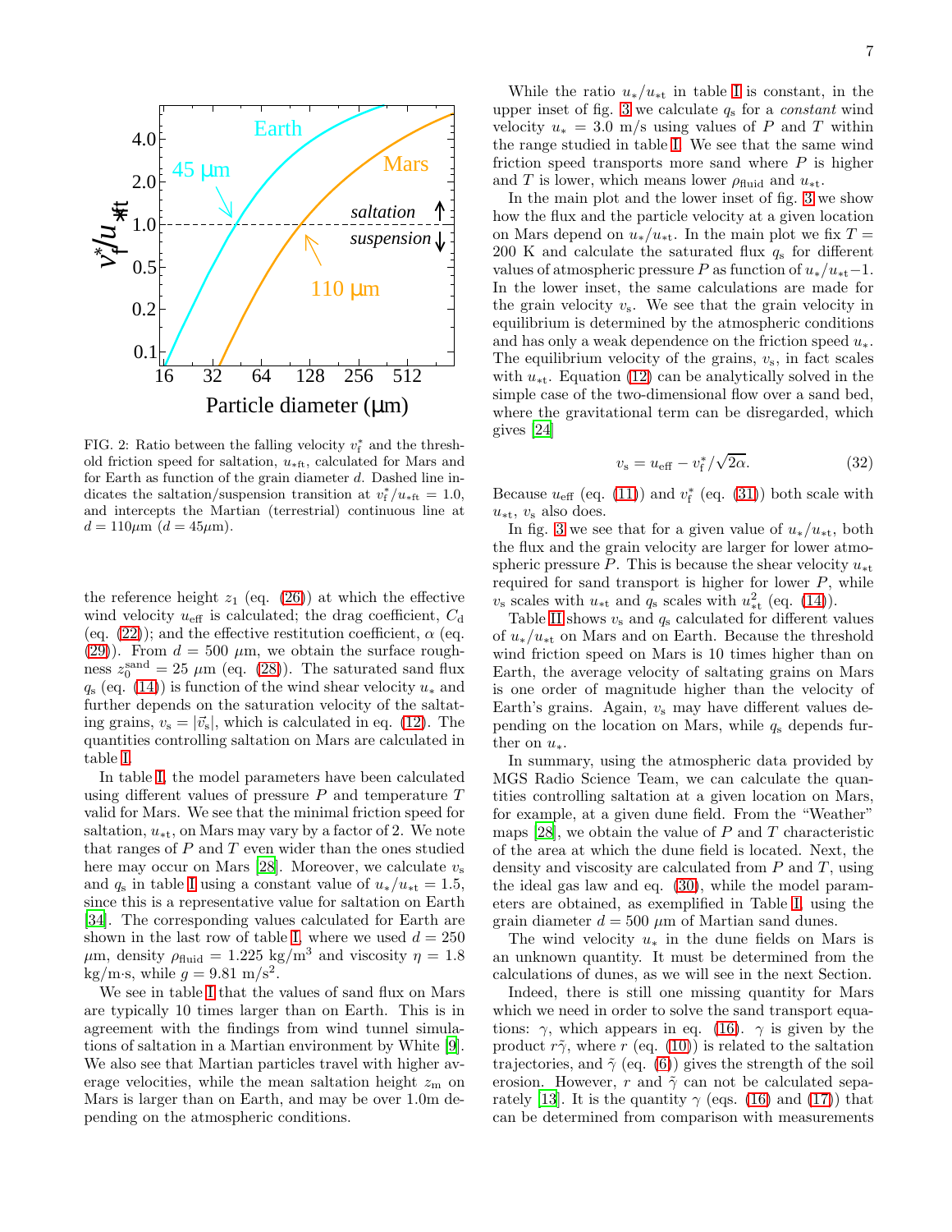FIG. 2: Ratio between the falling velocity $v_f^*$ and the threshold friction speed for saltation, $u_{*\mathrm{ft}}$, calculated for Mars and for Earth as function of the grain diameter $d$. Dashed line indicates the saltation/suspension transition at $v_f^*/u_{*\mathrm{ft}} = 1.0$, and intercepts the Martian (terrestrial) continuous line at $d = 110\mu$m ($d = 45\mu$m).

the reference height $z_1$ (eq. (26)) at which the effective wind velocity $u_{\mathrm{eff}}$ is calculated; the drag coefficient, $C_{\mathrm{d}}$ (eq. (22)); and the effective restitution coefficient, $\alpha$ (eq. (29)). From $d = 500$ $\mu$m, we obtain the surface roughness $z_0^{\mathrm{sand}} = 25$ $\mu$m (eq. (28)). The saturated sand flux $q_{\mathrm{s}}$ (eq. (14)) is function of the wind shear velocity $u_*$ and further depends on the saturation velocity of the saltating grains, $v_{\mathrm{s}} = |\vec{v}_{\mathrm{s}}|$, which is calculated in eq. (12). The quantities controlling saltation on Mars are calculated in table I.

In table I, the model parameters have been calculated using different values of pressure $P$ and temperature $T$ valid for Mars. We see that the minimal friction speed for saltation, $u_{*\mathrm{t}}$, on Mars may vary by a factor of 2. We note that ranges of $P$ and $T$ even wider than the ones studied here may occur on Mars [28]. Moreover, we calculate $v_{\mathrm{s}}$ and $q_{\mathrm{s}}$ in table I using a constant value of $u_*/u_{*\mathrm{t}} = 1.5$, since this is a representative value for saltation on Earth [34]. The corresponding values calculated for Earth are shown in the last row of table I, where we used $d = 250$ $\mu$m, density $\rho_{\mathrm{fluid}} = 1.225$ kg/m$^3$ and viscosity $\eta = 1.8$ kg/m·s, while $g = 9.81$ m/s$^2$.

We see in table I that the values of sand flux on Mars are typically 10 times larger than on Earth. This is in agreement with the findings from wind tunnel simulations of saltation in a Martian environment by White [9]. We also see that Martian particles travel with higher average velocities, while the mean saltation height $z_{\mathrm{m}}$ on Mars is larger than on Earth, and may be over 1.0m depending on the atmospheric conditions.

While the ratio $u_*/u_{*\mathrm{t}}$ in table I is constant, in the upper inset of fig. 3 we calculate $q_{\mathrm{s}}$ for a *constant* wind velocity $u_* = 3.0$ m/s using values of $P$ and $T$ within the range studied in table I. We see that the same wind friction speed transports more sand where $P$ is higher and $T$ is lower, which means lower $\rho_{\mathrm{fluid}}$ and $u_{*\mathrm{t}}$.

In the main plot and the lower inset of fig. 3 we show how the flux and the particle velocity at a given location on Mars depend on $u_*/u_{*\mathrm{t}}$. In the main plot we fix $T = 200$ K and calculate the saturated flux $q_{\mathrm{s}}$ for different values of atmospheric pressure $P$ as function of $u_*/u_{*\mathrm{t}} - 1$. In the lower inset, the same calculations are made for the grain velocity $v_{\mathrm{s}}$. We see that the grain velocity in equilibrium is determined by the atmospheric conditions and has only a weak dependence on the friction speed $u_*$. The equilibrium velocity of the grains, $v_{\mathrm{s}}$, in fact scales with $u_{*\mathrm{t}}$. Equation (12) can be analytically solved in the simple case of the two-dimensional flow over a sand bed, where the gravitational term can be disregarded, which gives [24]

$$v_{\mathrm{s}} = u_{\mathrm{eff}} - v_f^*/\sqrt{2\alpha}. \tag{32}$$

Because $u_{\mathrm{eff}}$ (eq. (11)) and $v_f^*$ (eq. (31)) both scale with $u_{*\mathrm{t}}$, $v_{\mathrm{s}}$ also does.

In fig. 3 we see that for a given value of $u_*/u_{*\mathrm{t}}$, both the flux and the grain velocity are larger for lower atmospheric pressure $P$. This is because the shear velocity $u_{*\mathrm{t}}$ required for sand transport is higher for lower $P$, while $v_{\mathrm{s}}$ scales with $u_{*\mathrm{t}}$ and $q_{\mathrm{s}}$ scales with $u_{*\mathrm{t}}^2$ (eq. (14)).

Table II shows $v_{\mathrm{s}}$ and $q_{\mathrm{s}}$ calculated for different values of $u_*/u_{*\mathrm{t}}$ on Mars and on Earth. Because the threshold wind friction speed on Mars is 10 times higher than on Earth, the average velocity of saltating grains on Mars is one order of magnitude higher than the velocity of Earth's grains. Again, $v_{\mathrm{s}}$ may have different values depending on the location on Mars, while $q_{\mathrm{s}}$ depends further on $u_*$.

In summary, using the atmospheric data provided by MGS Radio Science Team, we can calculate the quantities controlling saltation at a given location on Mars, for example, at a given dune field. From the "Weather" maps [28], we obtain the value of $P$ and $T$ characteristic of the area at which the dune field is located. Next, the density and viscosity are calculated from $P$ and $T$, using the ideal gas law and eq. (30), while the model parameters are obtained, as exemplified in Table I, using the grain diameter $d = 500$ $\mu$m of Martian sand dunes.

The wind velocity $u_*$ in the dune fields on Mars is an unknown quantity. It must be determined from the calculations of dunes, as we will see in the next Section.

Indeed, there is still one missing quantity for Mars which we need in order to solve the sand transport equations: $\gamma$, which appears in eq. (16). $\gamma$ is given by the product $r\tilde{\gamma}$, where $r$ (eq. (10)) is related to the saltation trajectories, and $\tilde{\gamma}$ (eq. (6)) gives the strength of the soil erosion. However, $r$ and $\tilde{\gamma}$ can not be calculated separately [13]. It is the quantity $\gamma$ (eqs. (16) and (17)) that can be determined from comparison with measurements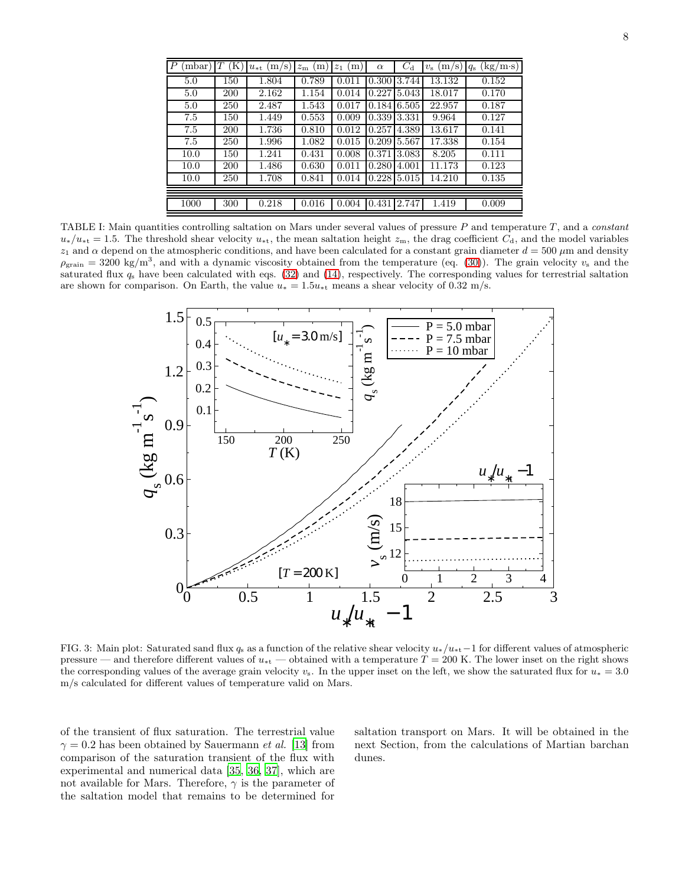| $P$ (mbar) | $T$ (K) | $u_{*t}$ (m/s) | $z_{\rm m}$ (m) | $z_1$ (m) | $\alpha$ | $C_{\rm d}$ | $v_{\rm s}$ (m/s) | $q_{\rm s}$ (kg/m·s) |
|---|---|---|---|---|---|---|---|---|
| 5.0 | 150 | 1.804 | 0.789 | 0.011 | 0.300 | 3.744 | 13.132 | 0.152 |
| 5.0 | 200 | 2.162 | 1.154 | 0.014 | 0.227 | 5.043 | 18.017 | 0.170 |
| 5.0 | 250 | 2.487 | 1.543 | 0.017 | 0.184 | 6.505 | 22.957 | 0.187 |
| 7.5 | 150 | 1.449 | 0.553 | 0.009 | 0.339 | 3.331 | 9.964 | 0.127 |
| 7.5 | 200 | 1.736 | 0.810 | 0.012 | 0.257 | 4.389 | 13.617 | 0.141 |
| 7.5 | 250 | 1.996 | 1.082 | 0.015 | 0.209 | 5.567 | 17.338 | 0.154 |
| 10.0 | 150 | 1.241 | 0.431 | 0.008 | 0.371 | 3.083 | 8.205 | 0.111 |
| 10.0 | 200 | 1.486 | 0.630 | 0.011 | 0.280 | 4.001 | 11.173 | 0.123 |
| 10.0 | 250 | 1.708 | 0.841 | 0.014 | 0.228 | 5.015 | 14.210 | 0.135 |
| 1000 | 300 | 0.218 | 0.016 | 0.004 | 0.431 | 2.747 | 1.419 | 0.009 |

TABLE I: Main quantities controlling saltation on Mars under several values of pressure $P$ and temperature $T$, and a *constant* $u_*/u_{*t} = 1.5$. The threshold shear velocity $u_{*t}$, the mean saltation height $z_{\rm m}$, the drag coefficient $C_{\rm d}$, and the model variables $z_1$ and $\alpha$ depend on the atmospheric conditions, and have been calculated for a constant grain diameter $d = 500$ $\mu$m and density $\rho_{\rm grain} = 3200$ kg/m$^3$, and with a dynamic viscosity obtained from the temperature (eq. (30)). The grain velocity $v_{\rm s}$ and the saturated flux $q_{\rm s}$ have been calculated with eqs. (32) and (14), respectively. The corresponding values for terrestrial saltation are shown for comparison. On Earth, the value $u_* = 1.5u_{*t}$ means a shear velocity of 0.32 m/s.

FIG. 3: Main plot: Saturated sand flux $q_{\rm s}$ as a function of the relative shear velocity $u_*/u_{*t} - 1$ for different values of atmospheric pressure — and therefore different values of $u_{*t}$ — obtained with a temperature $T = 200$ K. The lower inset on the right shows the corresponding values of the average grain velocity $v_{\rm s}$. In the upper inset on the left, we show the saturated flux for $u_* = 3.0$ m/s calculated for different values of temperature valid on Mars.

of the transient of flux saturation. The terrestrial value $\gamma = 0.2$ has been obtained by Sauermann *et al.* [13] from comparison of the saturation transient of the flux with experimental and numerical data [35, 36, 37], which are not available for Mars. Therefore, $\gamma$ is the parameter of the saltation model that remains to be determined for saltation transport on Mars. It will be obtained in the next Section, from the calculations of Martian barchan dunes.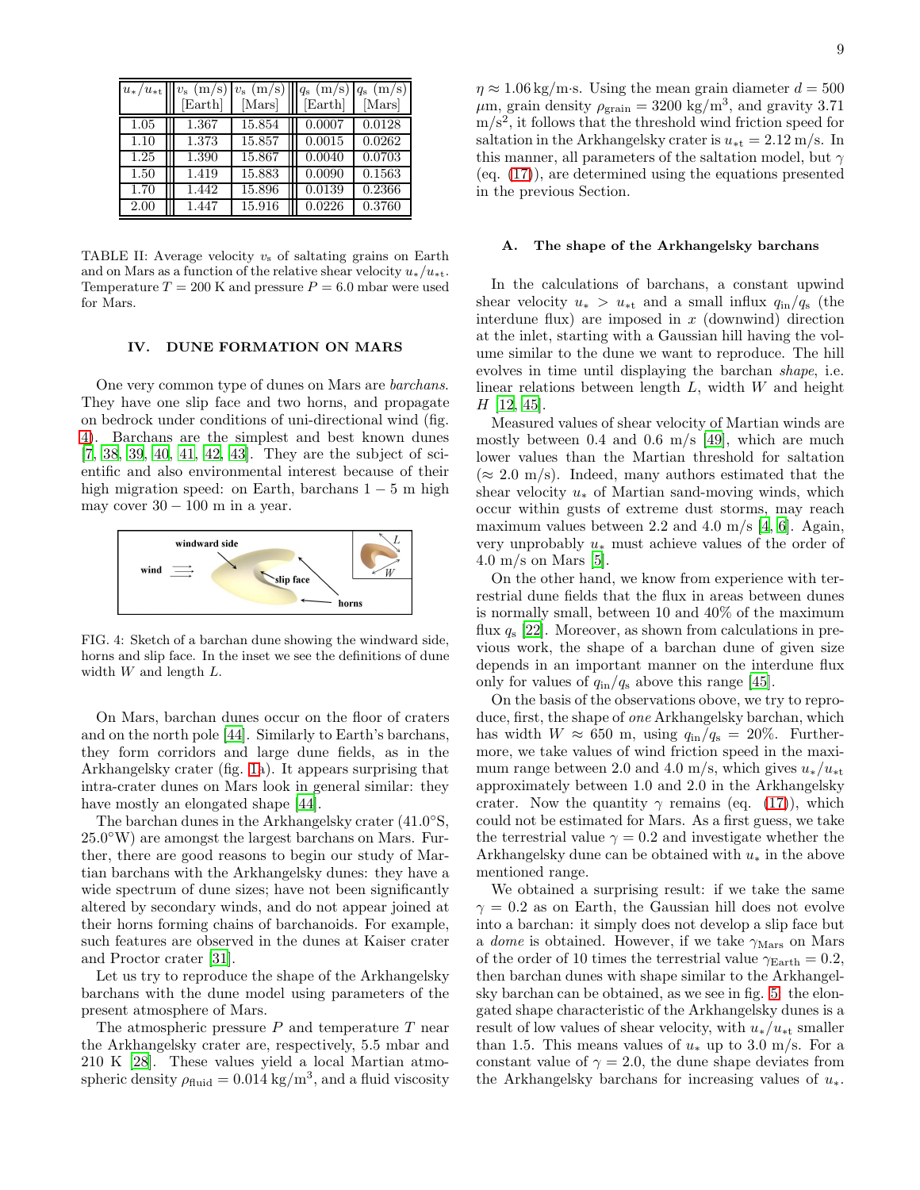| $u_*/u_{*t}$ | $v_s$ (m/s) [Earth] | $v_s$ (m/s) [Mars] | $q_s$ (m/s) [Earth] | $q_s$ (m/s) [Mars] |
|---|---|---|---|---|
| 1.05 | 1.367 | 15.854 | 0.0007 | 0.0128 |
| 1.10 | 1.373 | 15.857 | 0.0015 | 0.0262 |
| 1.25 | 1.390 | 15.867 | 0.0040 | 0.0703 |
| 1.50 | 1.419 | 15.883 | 0.0090 | 0.1563 |
| 1.70 | 1.442 | 15.896 | 0.0139 | 0.2366 |
| 2.00 | 1.447 | 15.916 | 0.0226 | 0.3760 |

TABLE II: Average velocity $v_s$ of saltating grains on Earth and on Mars as a function of the relative shear velocity $u_*/u_{*t}$. Temperature $T = 200$ K and pressure $P = 6.0$ mbar were used for Mars.

## IV. DUNE FORMATION ON MARS

One very common type of dunes on Mars are *barchans*. They have one slip face and two horns, and propagate on bedrock under conditions of uni-directional wind (fig. 4). Barchans are the simplest and best known dunes [7, 38, 39, 40, 41, 42, 43]. They are the subject of scientific and also environmental interest because of their high migration speed: on Earth, barchans $1-5$ m high may cover $30-100$ m in a year.

FIG. 4: Sketch of a barchan dune showing the windward side, horns and slip face. In the inset we see the definitions of dune width $W$ and length $L$.

On Mars, barchan dunes occur on the floor of craters and on the north pole [44]. Similarly to Earth's barchans, they form corridors and large dune fields, as in the Arkhangelsky crater (fig. 1a). It appears surprising that intra-crater dunes on Mars look in general similar: they have mostly an elongated shape [44].

The barchan dunes in the Arkhangelsky crater (41.0°S, 25.0°W) are amongst the largest barchans on Mars. Further, there are good reasons to begin our study of Martian barchans with the Arkhangelsky dunes: they have a wide spectrum of dune sizes; have not been significantly altered by secondary winds, and do not appear joined at their horns forming chains of barchanoids. For example, such features are observed in the dunes at Kaiser crater and Proctor crater [31].

Let us try to reproduce the shape of the Arkhangelsky barchans with the dune model using parameters of the present atmosphere of Mars.

The atmospheric pressure $P$ and temperature $T$ near the Arkhangelsky crater are, respectively, 5.5 mbar and 210 K [28]. These values yield a local Martian atmospheric density $\rho_{\rm fluid} = 0.014\,{\rm kg/m^3}$, and a fluid viscosity $\eta \approx 1.06\,{\rm kg/m{\cdot}s}$. Using the mean grain diameter $d = 500$ $\mu$m, grain density $\rho_{\rm grain} = 3200$ kg/m$^3$, and gravity 3.71 m/s$^2$, it follows that the threshold wind friction speed for saltation in the Arkhangelsky crater is $u_{*t} = 2.12$ m/s. In this manner, all parameters of the saltation model, but $\gamma$ (eq. (17)), are determined using the equations presented in the previous Section.

### A. The shape of the Arkhangelsky barchans

In the calculations of barchans, a constant upwind shear velocity $u_* > u_{*t}$ and a small influx $q_{\rm in}/q_{\rm s}$ (the interdune flux) are imposed in $x$ (downwind) direction at the inlet, starting with a Gaussian hill having the volume similar to the dune we want to reproduce. The hill evolves in time until displaying the barchan *shape*, i.e. linear relations between length $L$, width $W$ and height $H$ [12, 45].

Measured values of shear velocity of Martian winds are mostly between 0.4 and 0.6 m/s [49], which are much lower values than the Martian threshold for saltation ($\approx 2.0$ m/s). Indeed, many authors estimated that the shear velocity $u_*$ of Martian sand-moving winds, which occur within gusts of extreme dust storms, may reach maximum values between 2.2 and 4.0 m/s [4, 6]. Again, very unprobably $u_*$ must achieve values of the order of 4.0 m/s on Mars [5].

On the other hand, we know from experience with terrestrial dune fields that the flux in areas between dunes is normally small, between 10 and 40% of the maximum flux $q_{\rm s}$ [22]. Moreover, as shown from calculations in previous work, the shape of a barchan dune of given size depends in an important manner on the interdune flux only for values of $q_{\rm in}/q_{\rm s}$ above this range [45].

On the basis of the observations above, we try to reproduce, first, the shape of *one* Arkhangelsky barchan, which has width $W \approx 650$ m, using $q_{\rm in}/q_{\rm s} = 20\%$. Furthermore, we take values of wind friction speed in the maximum range between 2.0 and 4.0 m/s, which gives $u_*/u_{*t}$ approximately between 1.0 and 2.0 in the Arkhangelsky crater. Now the quantity $\gamma$ remains (eq. (17)), which could not be estimated for Mars. As a first guess, we take the terrestrial value $\gamma = 0.2$ and investigate whether the Arkhangelsky dune can be obtained with $u_*$ in the above mentioned range.

We obtained a surprising result: if we take the same $\gamma = 0.2$ as on Earth, the Gaussian hill does not evolve into a barchan: it simply does not develop a slip face but a *dome* is obtained. However, if we take $\gamma_{\rm Mars}$ on Mars of the order of 10 times the terrestrial value $\gamma_{\rm Earth} = 0.2$, then barchan dunes with shape similar to the Arkhangelsky barchan can be obtained, as we see in fig. 5: the elongated shape characteristic of the Arkhangelsky dunes is a result of low values of shear velocity, with $u_*/u_{*t}$ smaller than 1.5. This means values of $u_*$ up to 3.0 m/s. For a constant value of $\gamma = 2.0$, the dune shape deviates from the Arkhangelsky barchans for increasing values of $u_*$.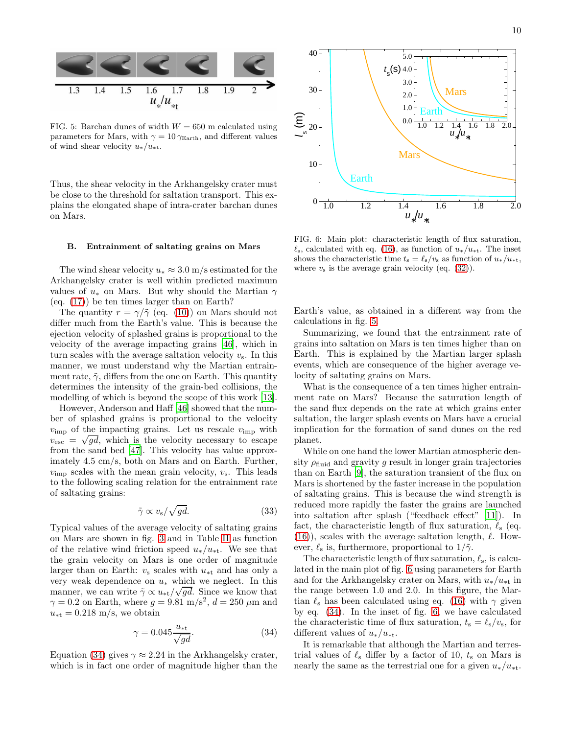FIG. 5: Barchan dunes of width $W = 650$ m calculated using parameters for Mars, with $\gamma = 10\,\gamma_{\rm Earth}$, and different values of wind shear velocity $u_*/u_{*{\rm t}}$.

Thus, the shear velocity in the Arkhangelsky crater must be close to the threshold for saltation transport. This explains the elongated shape of intra-crater barchan dunes on Mars.

### B. Entrainment of saltating grains on Mars

The wind shear velocity $u_* \approx 3.0$ m/s estimated for the Arkhangelsky crater is well within predicted maximum values of $u_*$ on Mars. But why should the Martian $\gamma$ (eq. (17)) be ten times larger than on Earth?

The quantity $r = \gamma/\tilde{\gamma}$ (eq. (10)) on Mars should not differ much from the Earth's value. This is because the ejection velocity of splashed grains is proportional to the velocity of the average impacting grains [46], which in turn scales with the average saltation velocity $v_{\rm s}$. In this manner, we must understand why the Martian entrainment rate, $\tilde{\gamma}$, differs from the one on Earth. This quantity determines the intensity of the grain-bed collisions, the modelling of which is beyond the scope of this work [13].

However, Anderson and Haff [46] showed that the number of splashed grains is proportional to the velocity $v_{\rm imp}$ of the impacting grains. Let us rescale $v_{\rm imp}$ with $v_{\rm esc} = \sqrt{gd}$, which is the velocity necessary to escape from the sand bed [47]. This velocity has value approximately 4.5 cm/s, both on Mars and on Earth. Further, $v_{\rm imp}$ scales with the mean grain velocity, $v_{\rm s}$. This leads to the following scaling relation for the entrainment rate of saltating grains:

$$\tilde{\gamma} \propto v_{\rm s}/\sqrt{gd}. \tag{33}$$

Typical values of the average velocity of saltating grains on Mars are shown in fig. 3 and in Table II as function of the relative wind friction speed $u_*/u_{*{\rm t}}$. We see that the grain velocity on Mars is one order of magnitude larger than on Earth: $v_{\rm s}$ scales with $u_{*{\rm t}}$ and has only a very weak dependence on $u_*$ which we neglect. In this manner, we can write $\tilde{\gamma} \propto u_{*{\rm t}}/\sqrt{gd}$. Since we know that $\gamma = 0.2$ on Earth, where $g = 9.81$ m/s$^2$, $d = 250$ $\mu$m and $u_{*{\rm t}} = 0.218$ m/s, we obtain

$$\gamma = 0.045 \frac{u_{*{\rm t}}}{\sqrt{gd}}. \tag{34}$$

Equation (34) gives $\gamma \approx 2.24$ in the Arkhangelsky crater, which is in fact one order of magnitude higher than the Earth's value, as obtained in a different way from the calculations in fig. 5.

FIG. 6: Main plot: characteristic length of flux saturation, $\ell_{\rm s}$, calculated with eq. (16), as function of $u_*/u_{*{\rm t}}$. The inset shows the characteristic time $t_{\rm s} = \ell_{\rm s}/v_{\rm s}$ as function of $u_*/u_{*{\rm t}}$, where $v_{\rm s}$ is the average grain velocity (eq. (32)).

Summarizing, we found that the entrainment rate of grains into saltation on Mars is ten times higher than on Earth. This is explained by the Martian larger splash events, which are consequence of the higher average velocity of saltating grains on Mars.

What is the consequence of a ten times higher entrainment rate on Mars? Because the saturation length of the sand flux depends on the rate at which grains enter saltation, the larger splash events on Mars have a crucial implication for the formation of sand dunes on the red planet.

While on one hand the lower Martian atmospheric density $\rho_{\rm fluid}$ and gravity $g$ result in longer grain trajectories than on Earth [9], the saturation transient of the flux on Mars is shortened by the faster increase in the population of saltating grains. This is because the wind strength is reduced more rapidly the faster the grains are launched into saltation after splash ("feedback effect" [11]). In fact, the characteristic length of flux saturation, $\ell_{\rm s}$ (eq. (16)), scales with the average saltation length, $\ell$. However, $\ell_{\rm s}$ is, furthermore, proportional to $1/\tilde{\gamma}$.

The characteristic length of flux saturation, $\ell_{\rm s}$, is calculated in the main plot of fig. 6 using parameters for Earth and for the Arkhangelsky crater on Mars, with $u_*/u_{*{\rm t}}$ in the range between 1.0 and 2.0. In this figure, the Martian $\ell_{\rm s}$ has been calculated using eq. (16) with $\gamma$ given by eq. (34). In the inset of fig. 6, we have calculated the characteristic time of flux saturation, $t_{\rm s} = \ell_{\rm s}/v_{\rm s}$, for different values of $u_*/u_{*{\rm t}}$.

It is remarkable that although the Martian and terrestrial values of $\ell_{\rm s}$ differ by a factor of 10, $t_{\rm s}$ on Mars is nearly the same as the terrestrial one for a given $u_*/u_{*{\rm t}}$.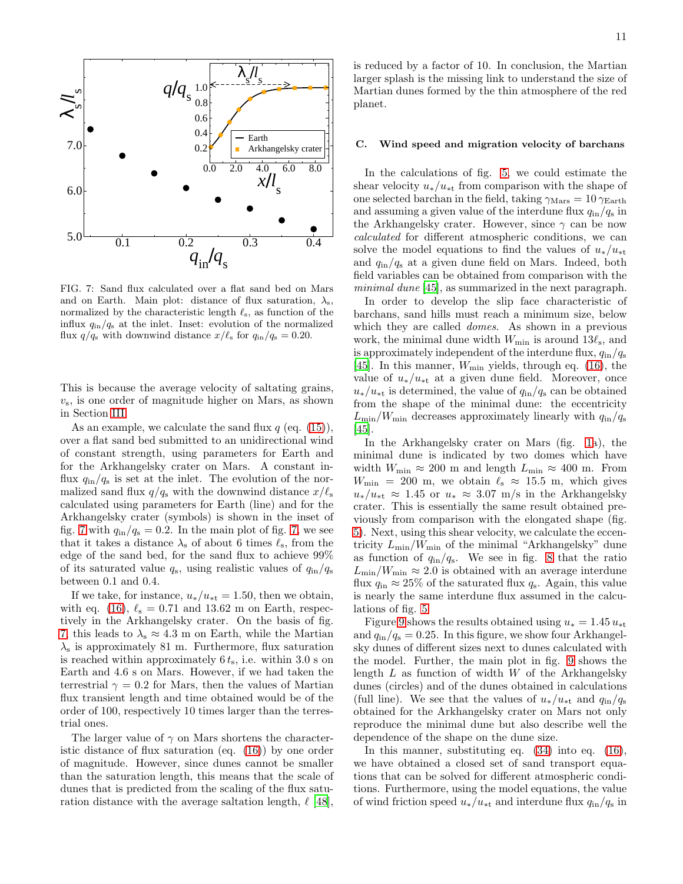FIG. 7: Sand flux calculated over a flat sand bed on Mars and on Earth. Main plot: distance of flux saturation, $\lambda_s$, normalized by the characteristic length $\ell_s$, as function of the influx $q_{in}/q_s$ at the inlet. Inset: evolution of the normalized flux $q/q_s$ with downwind distance $x/\ell_s$ for $q_{in}/q_s = 0.20$.

This is because the average velocity of saltating grains, $v_s$, is one order of magnitude higher on Mars, as shown in Section III.

As an example, we calculate the sand flux $q$ (eq. (15)), over a flat sand bed submitted to an unidirectional wind of constant strength, using parameters for Earth and for the Arkhangelsky crater on Mars. A constant influx $q_{in}/q_s$ is set at the inlet. The evolution of the normalized sand flux $q/q_s$ with the downwind distance $x/\ell_s$ calculated using parameters for Earth (line) and for the Arkhangelsky crater (symbols) is shown in the inset of fig. 7 with $q_{in}/q_s = 0.2$. In the main plot of fig. 7, we see that it takes a distance $\lambda_s$ of about 6 times $\ell_s$, from the edge of the sand bed, for the sand flux to achieve 99% of its saturated value $q_s$, using realistic values of $q_{in}/q_s$ between 0.1 and 0.4.

If we take, for instance, $u_*/u_{*t} = 1.50$, then we obtain, with eq. (16), $\ell_s = 0.71$ and 13.62 m on Earth, respectively in the Arkhangelsky crater. On the basis of fig. 7, this leads to $\lambda_s \approx 4.3$ m on Earth, while the Martian $\lambda_s$ is approximately 81 m. Furthermore, flux saturation is reached within approximately $6\,t_s$, i.e. within 3.0 s on Earth and 4.6 s on Mars. However, if we had taken the terrestrial $\gamma = 0.2$ for Mars, then the values of Martian flux transient length and time obtained would be of the order of 100, respectively 10 times larger than the terrestrial ones.

The larger value of $\gamma$ on Mars shortens the characteristic distance of flux saturation (eq. (16)) by one order of magnitude. However, since dunes cannot be smaller than the saturation length, this means that the scale of dunes that is predicted from the scaling of the flux saturation distance with the average saltation length, $\ell$ [48], is reduced by a factor of 10. In conclusion, the Martian larger splash is the missing link to understand the size of Martian dunes formed by the thin atmosphere of the red planet.

### C. Wind speed and migration velocity of barchans

In the calculations of fig. 5, we could estimate the shear velocity $u_*/u_{*t}$ from comparison with the shape of one selected barchan in the field, taking $\gamma_{\mathrm{Mars}} = 10\,\gamma_{\mathrm{Earth}}$ and assuming a given value of the interdune flux $q_{in}/q_s$ in the Arkhangelsky crater. However, since $\gamma$ can be now *calculated* for different atmospheric conditions, we can solve the model equations to find the values of $u_*/u_{*t}$ and $q_{in}/q_s$ at a given dune field on Mars. Indeed, both field variables can be obtained from comparison with the *minimal dune* [45], as summarized in the next paragraph.

In order to develop the slip face characteristic of barchans, sand hills must reach a minimum size, below which they are called *domes*. As shown in a previous work, the minimal dune width $W_{\min}$ is around $13\ell_s$, and is approximately independent of the interdune flux, $q_{in}/q_s$ [45]. In this manner, $W_{\min}$ yields, through eq. (16), the value of $u_*/u_{*t}$ at a given dune field. Moreover, once $u_*/u_{*t}$ is determined, the value of $q_{in}/q_s$ can be obtained from the shape of the minimal dune: the eccentricity $L_{\min}/W_{\min}$ decreases approximately linearly with $q_{in}/q_s$ [45].

In the Arkhangelsky crater on Mars (fig. 1a), the minimal dune is indicated by two domes which have width $W_{\min} \approx 200$ m and length $L_{\min} \approx 400$ m. From $W_{\min} = 200$ m, we obtain $\ell_s \approx 15.5$ m, which gives $u_*/u_{*t} \approx 1.45$ or $u_* \approx 3.07$ m/s in the Arkhangelsky crater. This is essentially the same result obtained previously from comparison with the elongated shape (fig. 5). Next, using this shear velocity, we calculate the eccentricity $L_{\min}/W_{\min}$ of the minimal "Arkhangelsky" dune as function of $q_{in}/q_s$. We see in fig. 8 that the ratio $L_{\min}/W_{\min} \approx 2.0$ is obtained with an average interdune flux $q_{in} \approx 25\%$ of the saturated flux $q_s$. Again, this value is nearly the same interdune flux assumed in the calculations of fig. 5.

Figure 9 shows the results obtained using $u_* = 1.45\,u_{*t}$ and $q_{in}/q_s = 0.25$. In this figure, we show four Arkhangelsky dunes of different sizes next to dunes calculated with the model. Further, the main plot in fig. 9 shows the length $L$ as function of width $W$ of the Arkhangelsky dunes (circles) and of the dunes obtained in calculations (full line). We see that the values of $u_*/u_{*t}$ and $q_{in}/q_s$ obtained for the Arkhangelsky crater on Mars not only reproduce the minimal dune but also describe well the dependence of the shape on the dune size.

In this manner, substituting eq. (34) into eq. (16), we have obtained a closed set of sand transport equations that can be solved for different atmospheric conditions. Furthermore, using the model equations, the value of wind friction speed $u_*/u_{*t}$ and interdune flux $q_{in}/q_s$ in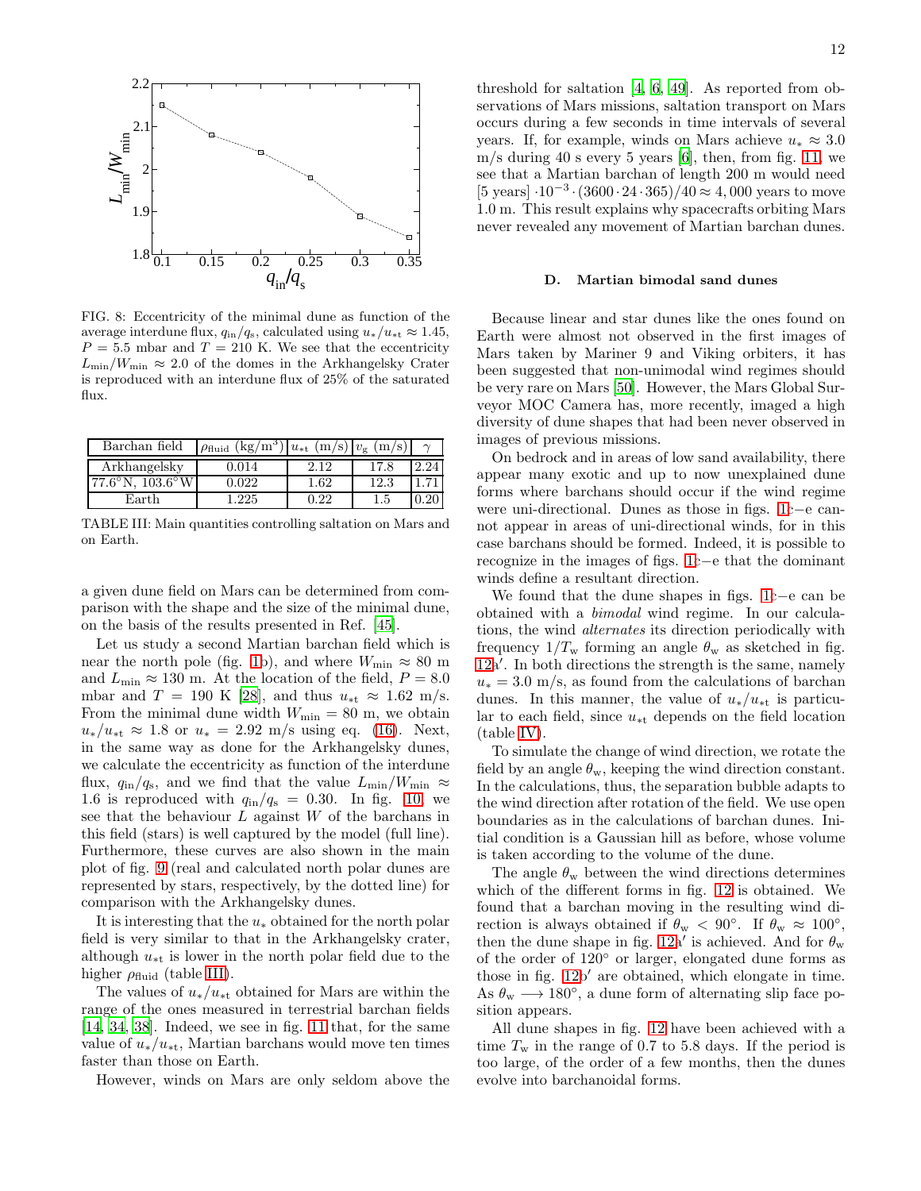FIG. 8: Eccentricity of the minimal dune as function of the average interdune flux, $q_{\rm in}/q_{\rm s}$, calculated using $u_*/u_{*{\rm t}} \approx 1.45$, $P = 5.5$ mbar and $T = 210$ K. We see that the eccentricity $L_{\rm min}/W_{\rm min} \approx 2.0$ of the domes in the Arkhangelsky Crater is reproduced with an interdune flux of 25% of the saturated flux.

| Barchan field | $\rho_{\rm fluid}$ (kg/m$^3$) | $u_{*{\rm t}}$ (m/s) | $v_{\rm g}$ (m/s) | $\gamma$ |
|---|---|---|---|---|
| Arkhangelsky | 0.014 | 2.12 | 17.8 | 2.24 |
| 77.6°N, 103.6°W | 0.022 | 1.62 | 12.3 | 1.71 |
| Earth | 1.225 | 0.22 | 1.5 | 0.20 |

TABLE III: Main quantities controlling saltation on Mars and on Earth.

a given dune field on Mars can be determined from comparison with the shape and the size of the minimal dune, on the basis of the results presented in Ref. [45].

Let us study a second Martian barchan field which is near the north pole (fig. 1b), and where $W_{\rm min} \approx 80$ m and $L_{\rm min} \approx 130$ m. At the location of the field, $P = 8.0$ mbar and $T = 190$ K [28], and thus $u_{*{\rm t}} \approx 1.62$ m/s. From the minimal dune width $W_{\rm min} = 80$ m, we obtain $u_*/u_{*{\rm t}} \approx 1.8$ or $u_* = 2.92$ m/s using eq. (16). Next, in the same way as done for the Arkhangelsky dunes, we calculate the eccentricity as function of the interdune flux, $q_{\rm in}/q_{\rm s}$, and we find that the value $L_{\rm min}/W_{\rm min} \approx 1.6$ is reproduced with $q_{\rm in}/q_{\rm s} = 0.30$. In fig. 10, we see that the behaviour $L$ against $W$ of the barchans in this field (stars) is well captured by the model (full line). Furthermore, these curves are also shown in the main plot of fig. 9 (real and calculated north polar dunes are represented by stars, respectively, by the dotted line) for comparison with the Arkhangelsky dunes.

It is interesting that the $u_*$ obtained for the north polar field is very similar to that in the Arkhangelsky crater, although $u_{*{\rm t}}$ is lower in the north polar field due to the higher $\rho_{\rm fluid}$ (table III).

The values of $u_*/u_{*{\rm t}}$ obtained for Mars are within the range of the ones measured in terrestrial barchan fields [14, 34, 38]. Indeed, we see in fig. 11 that, for the same value of $u_*/u_{*{\rm t}}$, Martian barchans would move ten times faster than those on Earth.

However, winds on Mars are only seldom above the threshold for saltation [4, 6, 49]. As reported from observations of Mars missions, saltation transport on Mars occurs during a few seconds in time intervals of several years. If, for example, winds on Mars achieve $u_* \approx 3.0$ m/s during 40 s every 5 years [6], then, from fig. 11, we see that a Martian barchan of length 200 m would need [5 years] $\cdot 10^{-3} \cdot (3600 \cdot 24 \cdot 365)/40 \approx 4,000$ years to move 1.0 m. This result explains why spacecrafts orbiting Mars never revealed any movement of Martian barchan dunes.

### D. Martian bimodal sand dunes

Because linear and star dunes like the ones found on Earth were almost not observed in the first images of Mars taken by Mariner 9 and Viking orbiters, it has been suggested that non-unimodal wind regimes should be very rare on Mars [50]. However, the Mars Global Surveyor MOC Camera has, more recently, imaged a high diversity of dune shapes that had been never observed in images of previous missions.

On bedrock and in areas of low sand availability, there appear many exotic and up to now unexplained dune forms where barchans should occur if the wind regime were uni-directional. Dunes as those in figs. 1c−e cannot appear in areas of uni-directional winds, for in this case barchans should be formed. Indeed, it is possible to recognize in the images of figs. 1c−e that the dominant winds define a resultant direction.

We found that the dune shapes in figs. 1c−e can be obtained with a *bimodal* wind regime. In our calculations, the wind *alternates* its direction periodically with frequency $1/T_{\rm w}$ forming an angle $\theta_{\rm w}$ as sketched in fig. 12a′. In both directions the strength is the same, namely $u_* = 3.0$ m/s, as found from the calculations of barchan dunes. In this manner, the value of $u_*/u_{*{\rm t}}$ is particular to each field, since $u_{*{\rm t}}$ depends on the field location (table IV).

To simulate the change of wind direction, we rotate the field by an angle $\theta_{\rm w}$, keeping the wind direction constant. In the calculations, thus, the separation bubble adapts to the wind direction after rotation of the field. We use open boundaries as in the calculations of barchan dunes. Initial condition is a Gaussian hill as before, whose volume is taken according to the volume of the dune.

The angle $\theta_{\rm w}$ between the wind directions determines which of the different forms in fig. 12 is obtained. We found that a barchan moving in the resulting wind direction is always obtained if $\theta_{\rm w} < 90°$. If $\theta_{\rm w} \approx 100°$, then the dune shape in fig. 12a′ is achieved. And for $\theta_{\rm w}$ of the order of 120° or larger, elongated dune forms as those in fig. 12b′ are obtained, which elongate in time. As $\theta_{\rm w} \longrightarrow 180°$, a dune form of alternating slip face position appears.

All dune shapes in fig. 12 have been achieved with a time $T_{\rm w}$ in the range of 0.7 to 5.8 days. If the period is too large, of the order of a few months, then the dunes evolve into barchanoidal forms.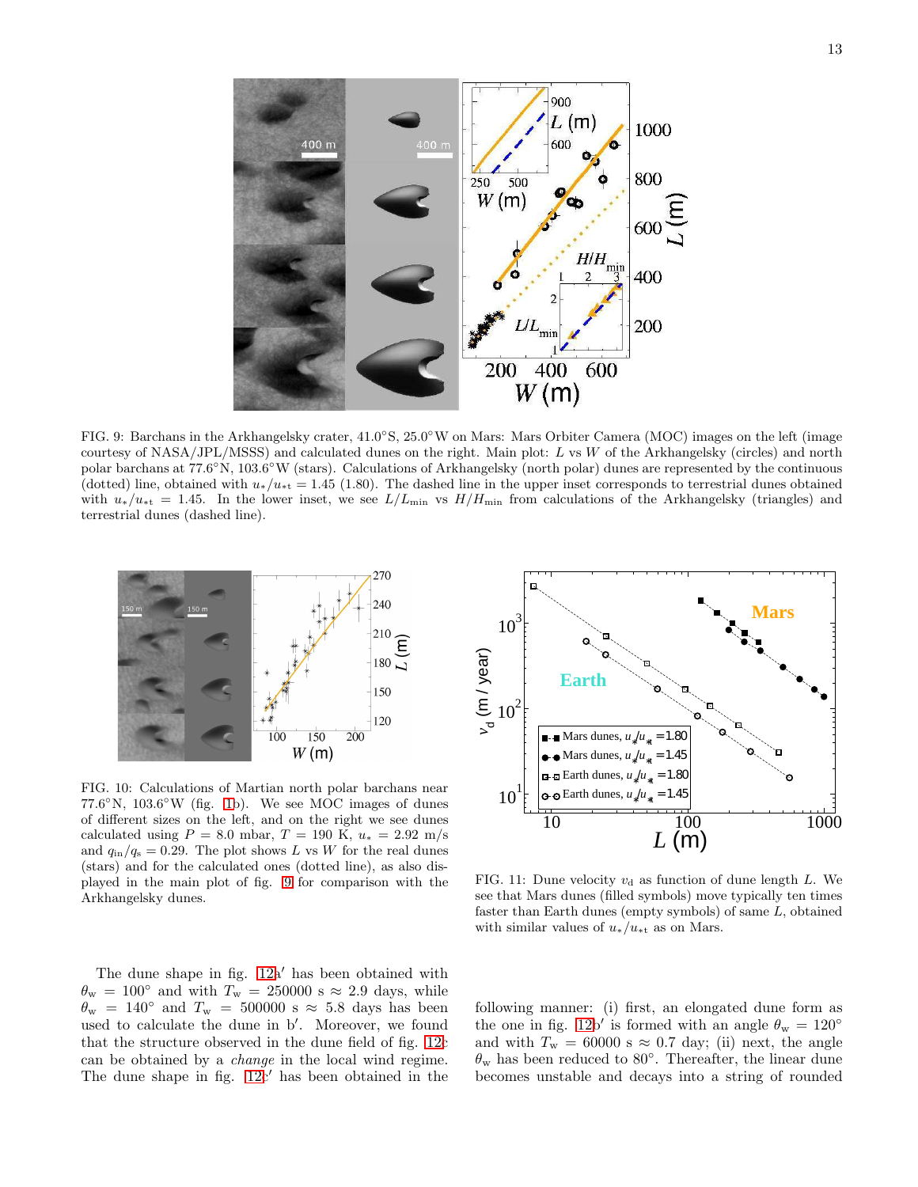FIG. 9: Barchans in the Arkhangelsky crater, 41.0°S, 25.0°W on Mars: Mars Orbiter Camera (MOC) images on the left (image courtesy of NASA/JPL/MSSS) and calculated dunes on the right. Main plot: $L$ vs $W$ of the Arkhangelsky (circles) and north polar barchans at 77.6°N, 103.6°W (stars). Calculations of Arkhangelsky (north polar) dunes are represented by the continuous (dotted) line, obtained with $u_*/u_{*t} = 1.45$ (1.80). The dashed line in the upper inset corresponds to terrestrial dunes obtained with $u_*/u_{*t} = 1.45$. In the lower inset, we see $L/L_{\min}$ vs $H/H_{\min}$ from calculations of the Arkhangelsky (triangles) and terrestrial dunes (dashed line).

FIG. 10: Calculations of Martian north polar barchans near 77.6°N, 103.6°W (fig. 1b). We see MOC images of dunes of different sizes on the left, and on the right we see dunes calculated using $P = 8.0$ mbar, $T = 190$ K, $u_* = 2.92$ m/s and $q_{\rm in}/q_{\rm s} = 0.29$. The plot shows $L$ vs $W$ for the real dunes (stars) and for the calculated ones (dotted line), as also displayed in the main plot of fig. 9 for comparison with the Arkhangelsky dunes.

FIG. 11: Dune velocity $v_{\rm d}$ as function of dune length $L$. We see that Mars dunes (filled symbols) move typically ten times faster than Earth dunes (empty symbols) of same $L$, obtained with similar values of $u_*/u_{*t}$ as on Mars.

The dune shape in fig. 12a′ has been obtained with $\theta_{\rm w} = 100°$ and with $T_{\rm w} = 250000$ s $\approx 2.9$ days, while $\theta_{\rm w} = 140°$ and $T_{\rm w} = 500000$ s $\approx 5.8$ days has been used to calculate the dune in b′. Moreover, we found that the structure observed in the dune field of fig. 12c can be obtained by a *change* in the local wind regime. The dune shape in fig. 12c′ has been obtained in the following manner: (i) first, an elongated dune form as the one in fig. 12b′ is formed with an angle $\theta_{\rm w} = 120°$ and with $T_{\rm w} = 60000$ s $\approx 0.7$ day; (ii) next, the angle $\theta_{\rm w}$ has been reduced to 80°. Thereafter, the linear dune becomes unstable and decays into a string of rounded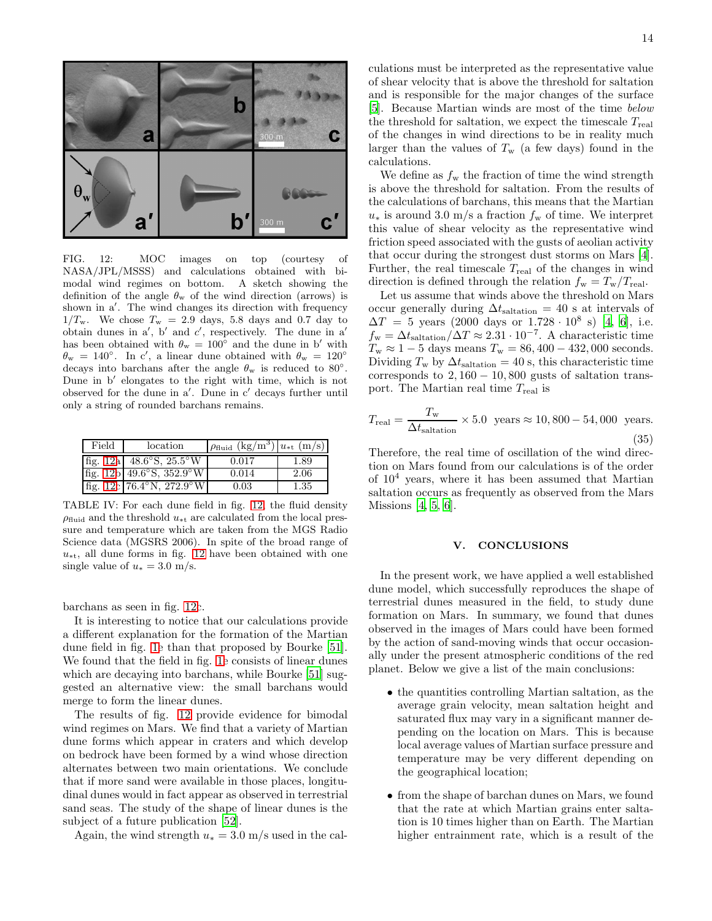FIG. 12: MOC images on top (courtesy of NASA/JPL/MSSS) and calculations obtained with bimodal wind regimes on bottom. A sketch showing the definition of the angle $\theta_w$ of the wind direction (arrows) is shown in a′. The wind changes its direction with frequency $1/T_w$. We chose $T_w = 2.9$ days, 5.8 days and 0.7 day to obtain dunes in a′, b′ and c′, respectively. The dune in a′ has been obtained with $\theta_w = 100^\circ$ and the dune in b′ with $\theta_w = 140^\circ$. In c′, a linear dune obtained with $\theta_w = 120^\circ$ decays into barchans after the angle $\theta_w$ is reduced to $80^\circ$. Dune in b′ elongates to the right with time, which is not observed for the dune in a′. Dune in c′ decays further until only a string of rounded barchans remains.

| Field | location | $\rho_{\text{fluid}}$ (kg/m$^3$) | $u_{*t}$ (m/s) |
|---|---|---|---|
| fig. 12a | 48.6°S, 25.5°W | 0.017 | 1.89 |
| fig. 12b | 49.6°S, 352.9°W | 0.014 | 2.06 |
| fig. 12c | 76.4°N, 272.9°W | 0.03 | 1.35 |

TABLE IV: For each dune field in fig. 12, the fluid density $\rho_{\text{fluid}}$ and the threshold $u_{*t}$ are calculated from the local pressure and temperature which are taken from the MGS Radio Science data (MGSRS 2006). In spite of the broad range of $u_{*t}$, all dune forms in fig. 12 have been obtained with one single value of $u_* = 3.0$ m/s.

barchans as seen in fig. 12c.

It is interesting to notice that our calculations provide a different explanation for the formation of the Martian dune field in fig. 1e than that proposed by Bourke [51]. We found that the field in fig. 1e consists of linear dunes which are decaying into barchans, while Bourke [51] suggested an alternative view: the small barchans would merge to form the linear dunes.

The results of fig. 12 provide evidence for bimodal wind regimes on Mars. We find that a variety of Martian dune forms which appear in craters and which develop on bedrock have been formed by a wind whose direction alternates between two main orientations. We conclude that if more sand were available in those places, longitudinal dunes would in fact appear as observed in terrestrial sand seas. The study of the shape of linear dunes is the subject of a future publication [52].

Again, the wind strength $u_* = 3.0$ m/s used in the calculations must be interpreted as the representative value of shear velocity that is above the threshold for saltation and is responsible for the major changes of the surface [5]. Because Martian winds are most of the time *below* the threshold for saltation, we expect the timescale $T_{\text{real}}$ of the changes in wind directions to be in reality much larger than the values of $T_w$ (a few days) found in the calculations.

We define as $f_w$ the fraction of time the wind strength is above the threshold for saltation. From the results of the calculations of barchans, this means that the Martian $u_*$ is around 3.0 m/s a fraction $f_w$ of time. We interpret this value of shear velocity as the representative wind friction speed associated with the gusts of aeolian activity that occur during the strongest dust storms on Mars [4]. Further, the real timescale $T_{\text{real}}$ of the changes in wind direction is defined through the relation $f_w = T_w/T_{\text{real}}$.

Let us assume that winds above the threshold on Mars occur generally during $\Delta t_{\text{saltation}} = 40$ s at intervals of $\Delta T = 5$ years (2000 days or $1.728 \cdot 10^8$ s) [4, 6], i.e. $f_w = \Delta t_{\text{saltation}}/\Delta T \approx 2.31 \cdot 10^{-7}$. A characteristic time $T_w \approx 1 - 5$ days means $T_w = 86,400 - 432,000$ seconds. Dividing $T_w$ by $\Delta t_{\text{saltation}} = 40$ s, this characteristic time corresponds to $2,160 - 10,800$ gusts of saltation transport. The Martian real time $T_{\text{real}}$ is

$$T_{\text{real}} = \frac{T_w}{\Delta t_{\text{saltation}}} \times 5.0 \;\; \text{years} \approx 10,800 - 54,000 \;\; \text{years}. \tag{35}$$

Therefore, the real time of oscillation of the wind direction on Mars found from our calculations is of the order of $10^4$ years, where it has been assumed that Martian saltation occurs as frequently as observed from the Mars Missions [4, 5, 6].

## V. CONCLUSIONS

In the present work, we have applied a well established dune model, which successfully reproduces the shape of terrestrial dunes measured in the field, to study dune formation on Mars. In summary, we found that dunes observed in the images of Mars could have been formed by the action of sand-moving winds that occur occasionally under the present atmospheric conditions of the red planet. Below we give a list of the main conclusions:

- the quantities controlling Martian saltation, as the average grain velocity, mean saltation height and saturated flux may vary in a significant manner depending on the location on Mars. This is because local average values of Martian surface pressure and temperature may be very different depending on the geographical location;

- from the shape of barchan dunes on Mars, we found that the rate at which Martian grains enter saltation is 10 times higher than on Earth. The Martian higher entrainment rate, which is a result of the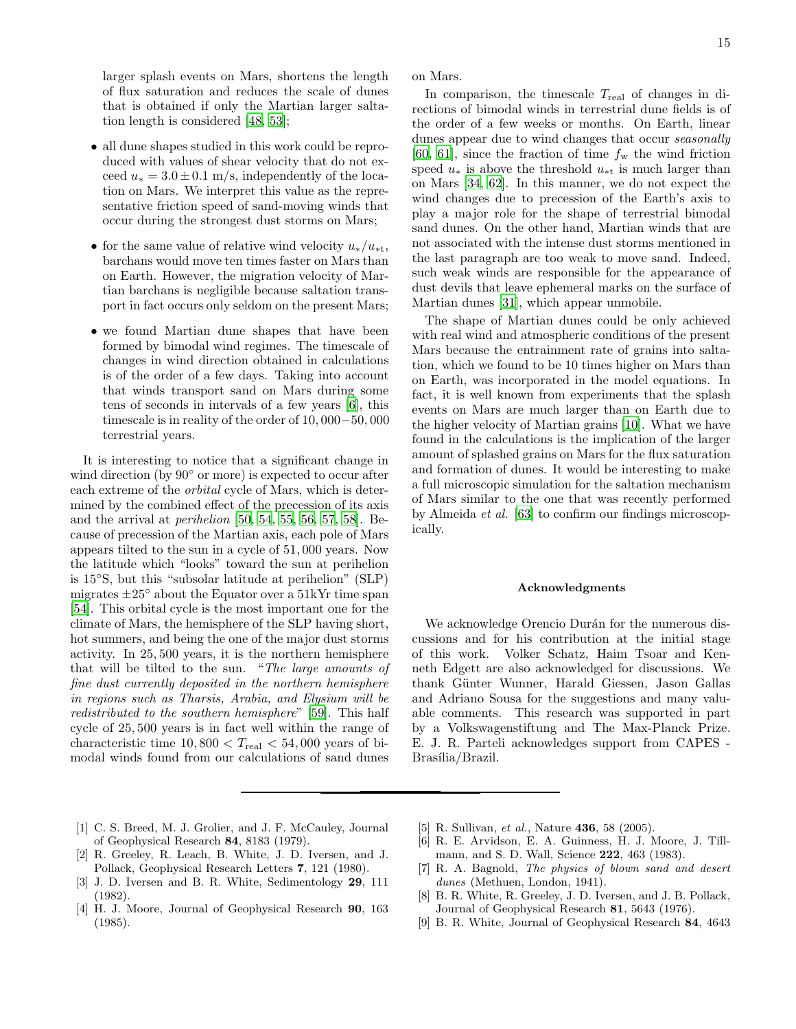larger splash events on Mars, shortens the length of flux saturation and reduces the scale of dunes that is obtained if only the Martian larger saltation length is considered [48, 53];

- all dune shapes studied in this work could be reproduced with values of shear velocity that do not exceed $u_* = 3.0 \pm 0.1$ m/s, independently of the location on Mars. We interpret this value as the representative friction speed of sand-moving winds that occur during the strongest dust storms on Mars;
- for the same value of relative wind velocity $u_*/u_{*\mathrm{t}}$, barchans would move ten times faster on Mars than on Earth. However, the migration velocity of Martian barchans is negligible because saltation transport in fact occurs only seldom on the present Mars;
- we found Martian dune shapes that have been formed by bimodal wind regimes. The timescale of changes in wind direction obtained in calculations is of the order of a few days. Taking into account that winds transport sand on Mars during some tens of seconds in intervals of a few years [6], this timescale is in reality of the order of $10,000-50,000$ terrestrial years.

It is interesting to notice that a significant change in wind direction (by $90^{\circ}$ or more) is expected to occur after each extreme of the *orbital* cycle of Mars, which is determined by the combined effect of the precession of its axis and the arrival at *perihelion* [50, 54, 55, 56, 57, 58]. Because of precession of the Martian axis, each pole of Mars appears tilted to the sun in a cycle of 51,000 years. Now the latitude which "looks" toward the sun at perihelion is 15°S, but this "subsolar latitude at perihelion" (SLP) migrates $\pm 25^{\circ}$ about the Equator over a 51kYr time span [54]. This orbital cycle is the most important one for the climate of Mars, the hemisphere of the SLP having short, hot summers, and being the one of the major dust storms activity. In 25,500 years, it is the northern hemisphere that will be tilted to the sun. "*The large amounts of fine dust currently deposited in the northern hemisphere in regions such as Tharsis, Arabia, and Elysium will be redistributed to the southern hemisphere*" [59]. This half cycle of 25,500 years is in fact well within the range of characteristic time $10,800 < T_{\mathrm{real}} < 54,000$ years of bimodal winds found from our calculations of sand dunes on Mars.

In comparison, the timescale $T_{\mathrm{real}}$ of changes in directions of bimodal winds in terrestrial dune fields is of the order of a few weeks or months. On Earth, linear dunes appear due to wind changes that occur *seasonally* [60, 61], since the fraction of time $f_{\mathrm{w}}$ the wind friction speed $u_*$ is above the threshold $u_{*\mathrm{t}}$ is much larger than on Mars [34, 62]. In this manner, we do not expect the wind changes due to precession of the Earth's axis to play a major role for the shape of terrestrial bimodal sand dunes. On the other hand, Martian winds that are not associated with the intense dust storms mentioned in the last paragraph are too weak to move sand. Indeed, such weak winds are responsible for the appearance of dust devils that leave ephemeral marks on the surface of Martian dunes [31], which appear unmobile.

The shape of Martian dunes could be only achieved with real wind and atmospheric conditions of the present Mars because the entrainment rate of grains into saltation, which we found to be 10 times higher on Mars than on Earth, was incorporated in the model equations. In fact, it is well known from experiments that the splash events on Mars are much larger than on Earth due to the higher velocity of Martian grains [10]. What we have found in the calculations is the implication of the larger amount of splashed grains on Mars for the flux saturation and formation of dunes. It would be interesting to make a full microscopic simulation for the saltation mechanism of Mars similar to the one that was recently performed by Almeida *et al.* [63] to confirm our findings microscopically.

### Acknowledgments

We acknowledge Orencio Durán for the numerous discussions and for his contribution at the initial stage of this work. Volker Schatz, Haim Tsoar and Kenneth Edgett are also acknowledged for discussions. We thank Günter Wunner, Harald Giessen, Jason Gallas and Adriano Sousa for the suggestions and many valuable comments. This research was supported in part by a Volkswagenstiftung and The Max-Planck Prize. E. J. R. Parteli acknowledges support from CAPES - Brasília/Brazil.

---

[1] C. S. Breed, M. J. Grolier, and J. F. McCauley, Journal of Geophysical Research **84**, 8183 (1979).

[2] R. Greeley, R. Leach, B. White, J. D. Iversen, and J. Pollack, Geophysical Research Letters **7**, 121 (1980).

[3] J. D. Iversen and B. R. White, Sedimentology **29**, 111 (1982).

[4] H. J. Moore, Journal of Geophysical Research **90**, 163 (1985).

[5] R. Sullivan, *et al.*, Nature **436**, 58 (2005).

[6] R. E. Arvidson, E. A. Guinness, H. J. Moore, J. Tillmann, and S. D. Wall, Science **222**, 463 (1983).

[7] R. A. Bagnold, *The physics of blown sand and desert dunes* (Methuen, London, 1941).

[8] B. R. White, R. Greeley, J. D. Iversen, and J. B. Pollack, Journal of Geophysical Research **81**, 5643 (1976).

[9] B. R. White, Journal of Geophysical Research **84**, 4643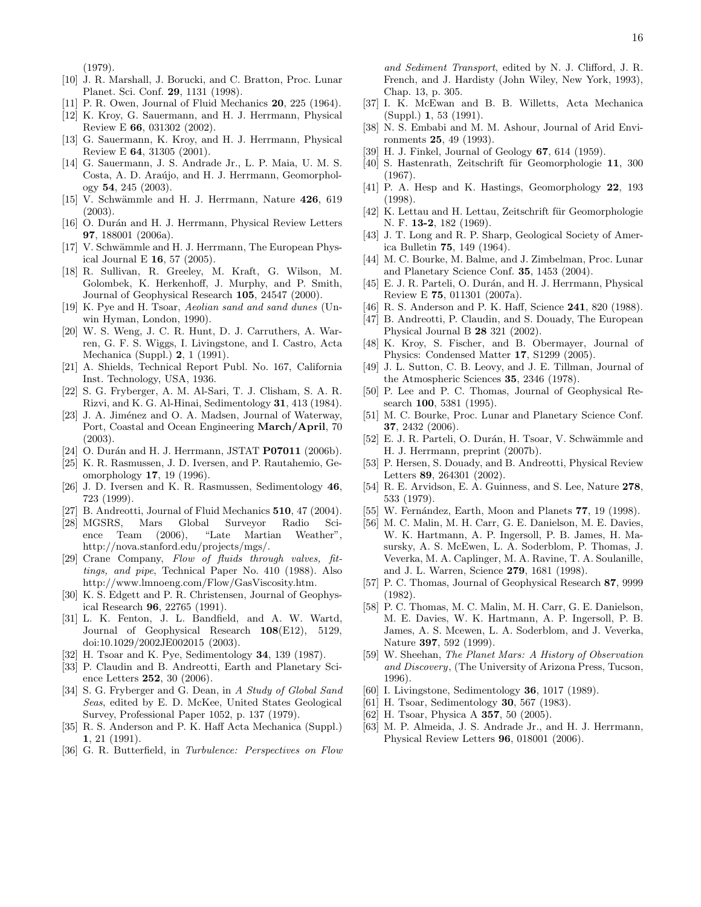(1979).

[10] J. R. Marshall, J. Borucki, and C. Bratton, Proc. Lunar Planet. Sci. Conf. **29**, 1131 (1998).

[11] P. R. Owen, Journal of Fluid Mechanics **20**, 225 (1964).

[12] K. Kroy, G. Sauermann, and H. J. Herrmann, Physical Review E **66**, 031302 (2002).

[13] G. Sauermann, K. Kroy, and H. J. Herrmann, Physical Review E **64**, 31305 (2001).

[14] G. Sauermann, J. S. Andrade Jr., L. P. Maia, U. M. S. Costa, A. D. Araújo, and H. J. Herrmann, Geomorphology **54**, 245 (2003).

[15] V. Schwämmle and H. J. Herrmann, Nature **426**, 619 (2003).

[16] O. Durán and H. J. Herrmann, Physical Review Letters **97**, 188001 (2006a).

[17] V. Schwämmle and H. J. Herrmann, The European Physical Journal E **16**, 57 (2005).

[18] R. Sullivan, R. Greeley, M. Kraft, G. Wilson, M. Golombek, K. Herkenhoff, J. Murphy, and P. Smith, Journal of Geophysical Research **105**, 24547 (2000).

[19] K. Pye and H. Tsoar, *Aeolian sand and sand dunes* (Unwin Hyman, London, 1990).

[20] W. S. Weng, J. C. R. Hunt, D. J. Carruthers, A. Warren, G. F. S. Wiggs, I. Livingstone, and I. Castro, Acta Mechanica (Suppl.) **2**, 1 (1991).

[21] A. Shields, Technical Report Publ. No. 167, California Inst. Technology, USA, 1936.

[22] S. G. Fryberger, A. M. Al-Sari, T. J. Clisham, S. A. R. Rizvi, and K. G. Al-Hinai, Sedimentology **31**, 413 (1984).

[23] J. A. Jiménez and O. A. Madsen, Journal of Waterway, Port, Coastal and Ocean Engineering **March/April**, 70 (2003).

[24] O. Durán and H. J. Herrmann, JSTAT **P07011** (2006b).

[25] K. R. Rasmussen, J. D. Iversen, and P. Rautahemio, Geomorphology **17**, 19 (1996).

[26] J. D. Iversen and K. R. Rasmussen, Sedimentology **46**, 723 (1999).

[27] B. Andreotti, Journal of Fluid Mechanics **510**, 47 (2004).

[28] MGSRS, Mars Global Surveyor Radio Science Team (2006), "Late Martian Weather", http://nova.stanford.edu/projects/mgs/.

[29] Crane Company, *Flow of fluids through valves, fittings, and pipe*, Technical Paper No. 410 (1988). Also http://www.lmnoeng.com/Flow/GasViscosity.htm.

[30] K. S. Edgett and P. R. Christensen, Journal of Geophysical Research **96**, 22765 (1991).

[31] L. K. Fenton, J. L. Bandfield, and A. W. Wartd, Journal of Geophysical Research **108**(E12), 5129, doi:10.1029/2002JE002015 (2003).

[32] H. Tsoar and K. Pye, Sedimentology **34**, 139 (1987).

[33] P. Claudin and B. Andreotti, Earth and Planetary Science Letters **252**, 30 (2006).

[34] S. G. Fryberger and G. Dean, in *A Study of Global Sand Seas*, edited by E. D. McKee, United States Geological Survey, Professional Paper 1052, p. 137 (1979).

[35] R. S. Anderson and P. K. Haff Acta Mechanica (Suppl.) **1**, 21 (1991).

[36] G. R. Butterfield, in *Turbulence: Perspectives on Flow and Sediment Transport*, edited by N. J. Clifford, J. R. French, and J. Hardisty (John Wiley, New York, 1993), Chap. 13, p. 305.

[37] I. K. McEwan and B. B. Willetts, Acta Mechanica (Suppl.) **1**, 53 (1991).

[38] N. S. Embabi and M. M. Ashour, Journal of Arid Environments **25**, 49 (1993).

[39] H. J. Finkel, Journal of Geology **67**, 614 (1959).

[40] S. Hastenrath, Zeitschrift für Geomorphologie **11**, 300 (1967).

[41] P. A. Hesp and K. Hastings, Geomorphology **22**, 193 (1998).

[42] K. Lettau and H. Lettau, Zeitschrift für Geomorphologie N. F. **13-2**, 182 (1969).

[43] J. T. Long and R. P. Sharp, Geological Society of America Bulletin **75**, 149 (1964).

[44] M. C. Bourke, M. Balme, and J. Zimbelman, Proc. Lunar and Planetary Science Conf. **35**, 1453 (2004).

[45] E. J. R. Parteli, O. Durán, and H. J. Herrmann, Physical Review E **75**, 011301 (2007a).

[46] R. S. Anderson and P. K. Haff, Science **241**, 820 (1988).

[47] B. Andreotti, P. Claudin, and S. Douady, The European Physical Journal B **28** 321 (2002).

[48] K. Kroy, S. Fischer, and B. Obermayer, Journal of Physics: Condensed Matter **17**, S1299 (2005).

[49] J. L. Sutton, C. B. Leovy, and J. E. Tillman, Journal of the Atmospheric Sciences **35**, 2346 (1978).

[50] P. Lee and P. C. Thomas, Journal of Geophysical Research **100**, 5381 (1995).

[51] M. C. Bourke, Proc. Lunar and Planetary Science Conf. **37**, 2432 (2006).

[52] E. J. R. Parteli, O. Durán, H. Tsoar, V. Schwämmle and H. J. Herrmann, preprint (2007b).

[53] P. Hersen, S. Douady, and B. Andreotti, Physical Review Letters **89**, 264301 (2002).

[54] R. E. Arvidson, E. A. Guinness, and S. Lee, Nature **278**, 533 (1979).

[55] W. Fernández, Earth, Moon and Planets **77**, 19 (1998).

[56] M. C. Malin, M. H. Carr, G. E. Danielson, M. E. Davies, W. K. Hartmann, A. P. Ingersoll, P. B. James, H. Masursky, A. S. McEwen, L. A. Soderblom, P. Thomas, J. Veverka, M. A. Caplinger, M. A. Ravine, T. A. Soulanille, and J. L. Warren, Science **279**, 1681 (1998).

[57] P. C. Thomas, Journal of Geophysical Research **87**, 9999 (1982).

[58] P. C. Thomas, M. C. Malin, M. H. Carr, G. E. Danielson, M. E. Davies, W. K. Hartmann, A. P. Ingersoll, P. B. James, A. S. Mcewen, L. A. Soderblom, and J. Veverka, Nature **397**, 592 (1999).

[59] W. Sheehan, *The Planet Mars: A History of Observation and Discovery*, (The University of Arizona Press, Tucson, 1996).

[60] I. Livingstone, Sedimentology **36**, 1017 (1989).

[61] H. Tsoar, Sedimentology **30**, 567 (1983).

[62] H. Tsoar, Physica A **357**, 50 (2005).

[63] M. P. Almeida, J. S. Andrade Jr., and H. J. Herrmann, Physical Review Letters **96**, 018001 (2006).